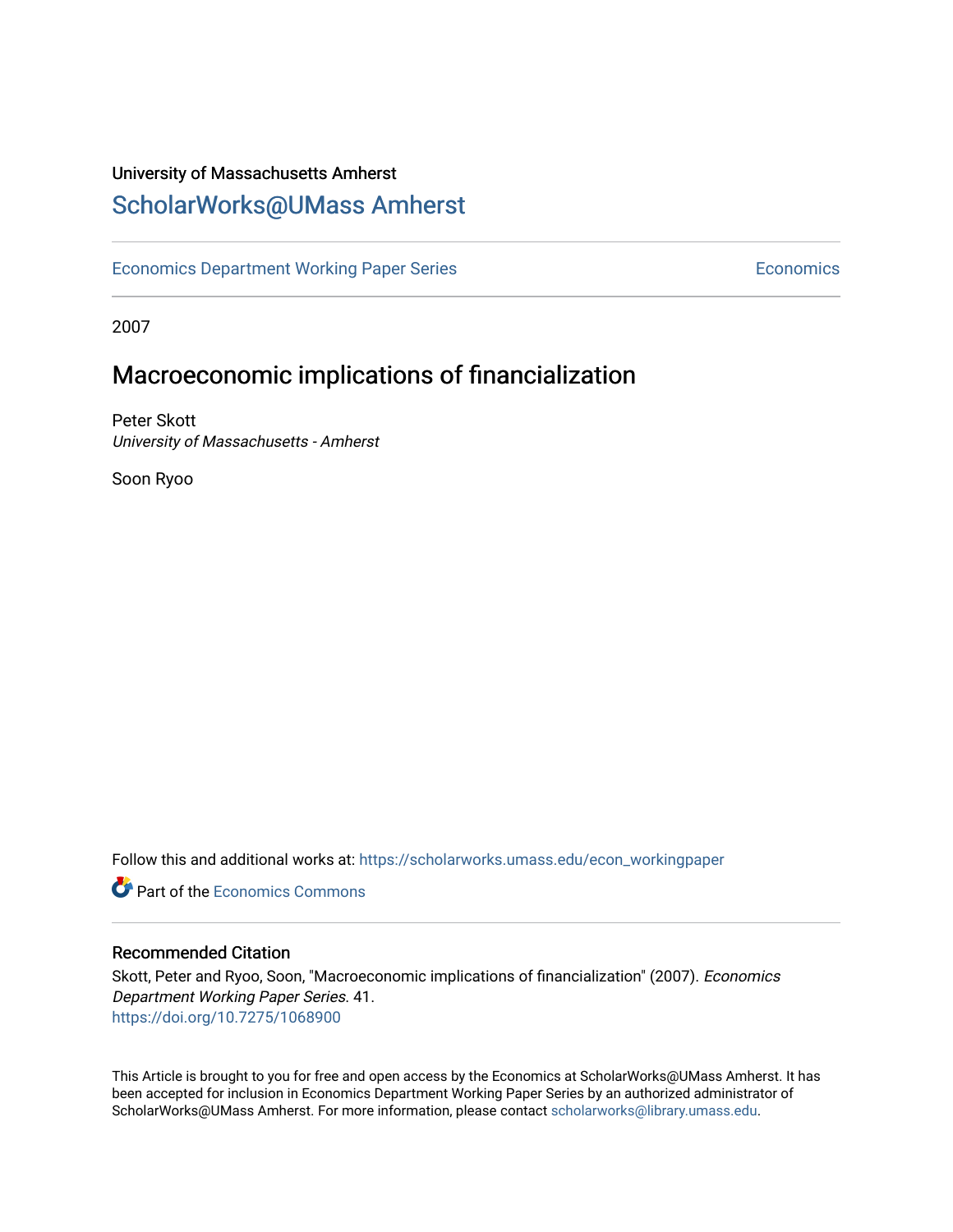University of Massachusetts Amherst

# ScholarWorks@UMass Amherst

Economics Department Working Paper Series | Economics

2007

## Macroeconomic implications of financialization

Peter Skott
*University of Massachusetts - Amherst*

Soon Ryoo

Follow this and additional works at: https://scholarworks.umass.edu/econ_workingpaper

Part of the Economics Commons

### Recommended Citation

Skott, Peter and Ryoo, Soon, "Macroeconomic implications of financialization" (2007). *Economics Department Working Paper Series*. 41.
https://doi.org/10.7275/1068900

This Article is brought to you for free and open access by the Economics at ScholarWorks@UMass Amherst. It has been accepted for inclusion in Economics Department Working Paper Series by an authorized administrator of ScholarWorks@UMass Amherst. For more information, please contact scholarworks@library.umass.edu.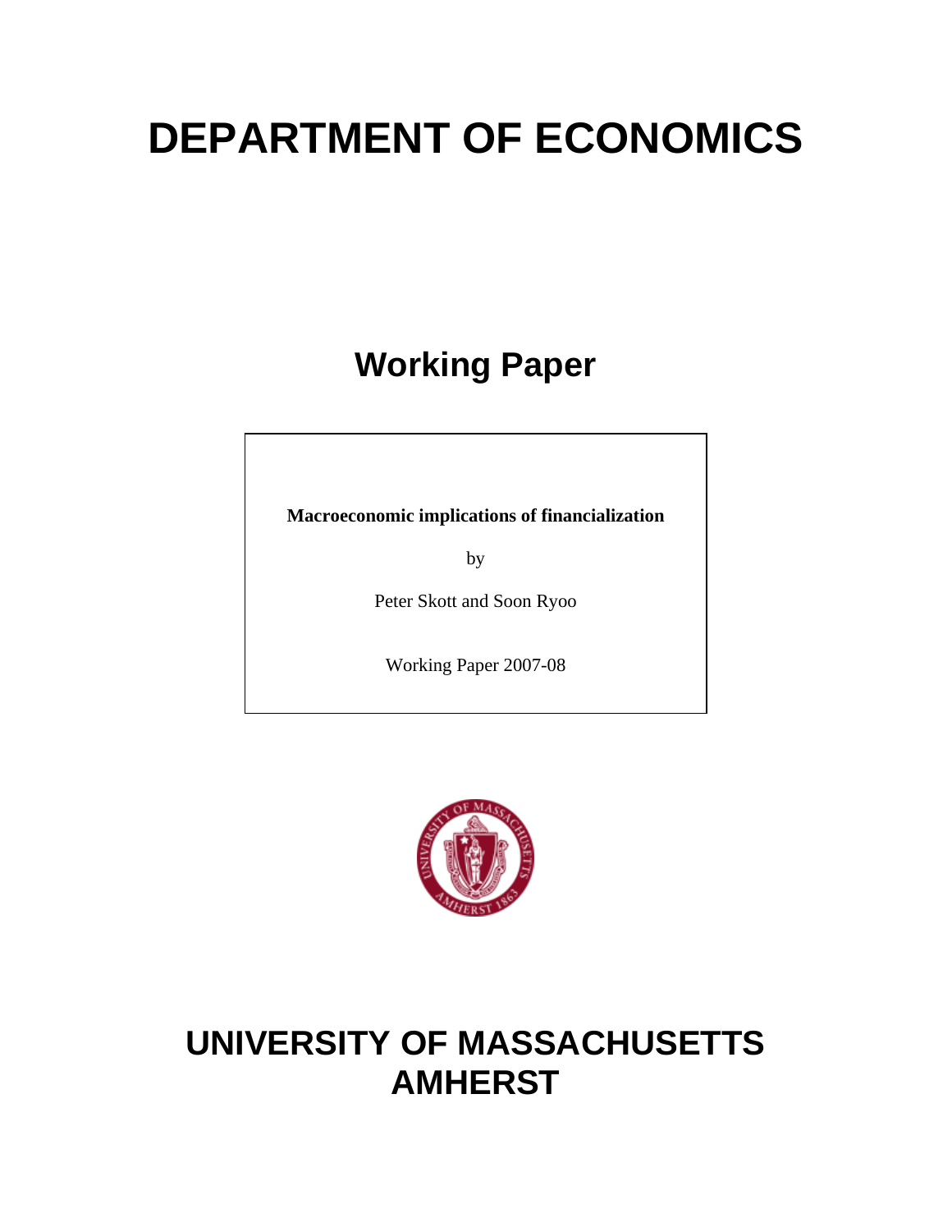# DEPARTMENT OF ECONOMICS

## Working Paper

**Macroeconomic implications of financialization**

by

Peter Skott and Soon Ryoo

Working Paper 2007-08

# UNIVERSITY OF MASSACHUSETTS AMHERST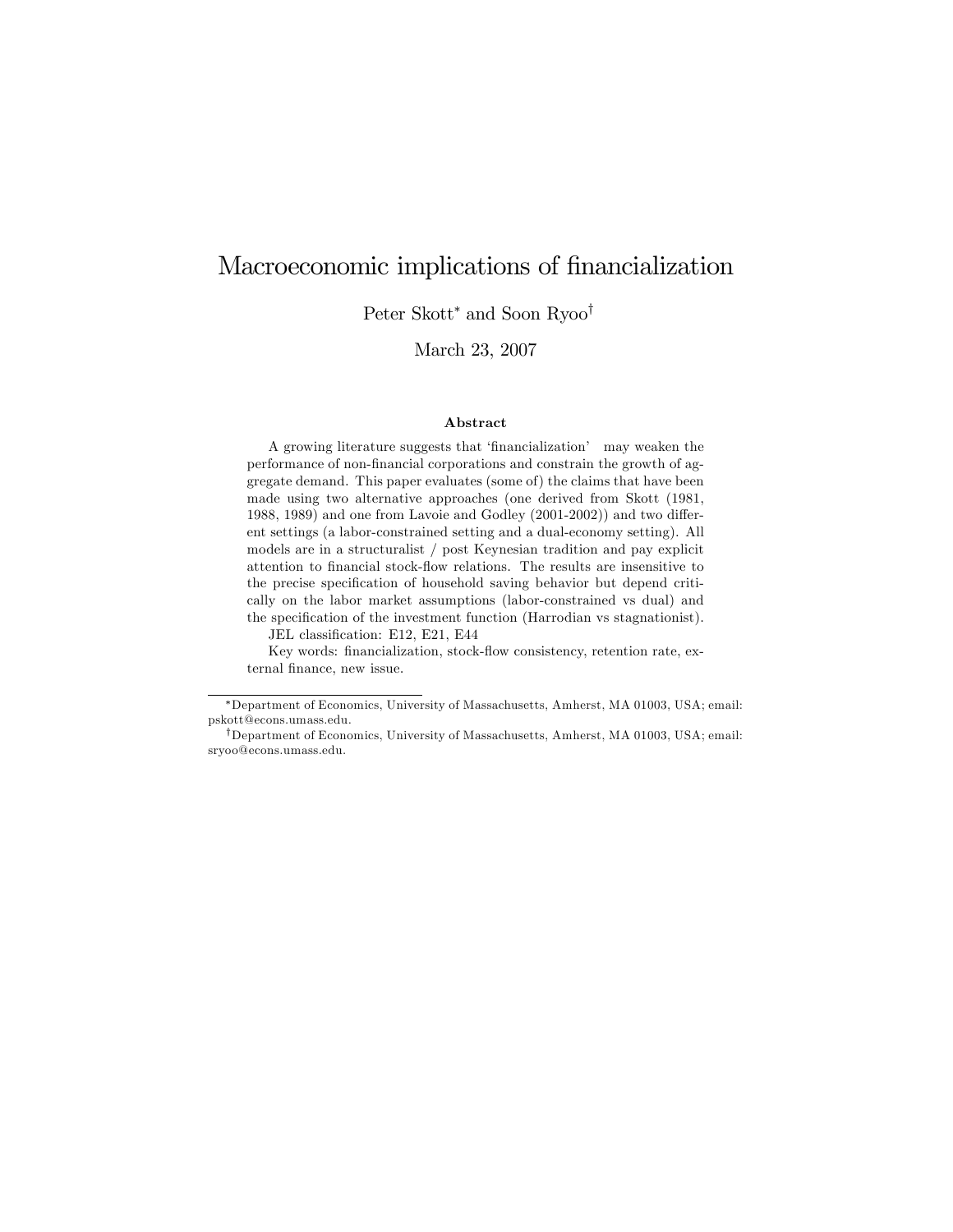# Macroeconomic implications of financialization

Peter Skott* and Soon Ryoo†

March 23, 2007

**Abstract**

A growing literature suggests that 'financialization' may weaken the performance of non-financial corporations and constrain the growth of aggregate demand. This paper evaluates (some of) the claims that have been made using two alternative approaches (one derived from Skott (1981, 1988, 1989) and one from Lavoie and Godley (2001-2002)) and two different settings (a labor-constrained setting and a dual-economy setting). All models are in a structuralist / post Keynesian tradition and pay explicit attention to financial stock-flow relations. The results are insensitive to the precise specification of household saving behavior but depend critically on the labor market assumptions (labor-constrained vs dual) and the specification of the investment function (Harrodian vs stagnationist).

JEL classification: E12, E21, E44

Key words: financialization, stock-flow consistency, retention rate, external finance, new issue.

---

*Department of Economics, University of Massachusetts, Amherst, MA 01003, USA; email: pskott@econs.umass.edu.

†Department of Economics, University of Massachusetts, Amherst, MA 01003, USA; email: sryoo@econs.umass.edu.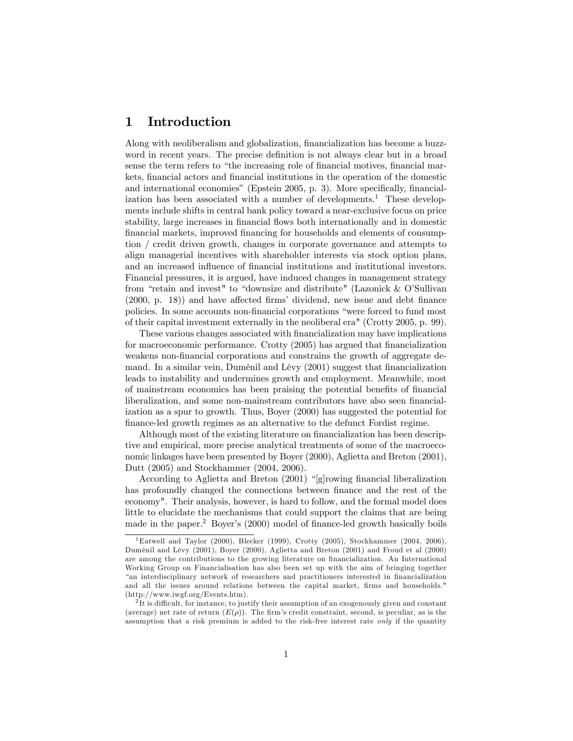# 1 Introduction

Along with neoliberalism and globalization, financialization has become a buzzword in recent years. The precise definition is not always clear but in a broad sense the term refers to "the increasing role of financial motives, financial markets, financial actors and financial institutions in the operation of the domestic and international economies" (Epstein 2005, p. 3). More specifically, financialization has been associated with a number of developments.[1] These developments include shifts in central bank policy toward a near-exclusive focus on price stability, large increases in financial flows both internationally and in domestic financial markets, improved financing for households and elements of consumption / credit driven growth, changes in corporate governance and attempts to align managerial incentives with shareholder interests via stock option plans, and an increased influence of financial institutions and institutional investors. Financial pressures, it is argued, have induced changes in management strategy from "retain and invest" to "downsize and distribute" (Lazonick & O'Sullivan (2000, p. 18)) and have affected firms' dividend, new issue and debt finance policies. In some accounts non-financial corporations "were forced to fund most of their capital investment externally in the neoliberal era" (Crotty 2005, p. 99).

These various changes associated with financialization may have implications for macroeconomic performance. Crotty (2005) has argued that financialization weakens non-financial corporations and constrains the growth of aggregate demand. In a similar vein, Duménil and Lévy (2001) suggest that financialization leads to instability and undermines growth and employment. Meanwhile, most of mainstream economics has been praising the potential benefits of financial liberalization, and some non-mainstream contributors have also seen financialization as a spur to growth. Thus, Boyer (2000) has suggested the potential for finance-led growth regimes as an alternative to the defunct Fordist regime.

Although most of the existing literature on financialization has been descriptive and empirical, more precise analytical treatments of some of the macroeconomic linkages have been presented by Boyer (2000), Aglietta and Breton (2001), Dutt (2005) and Stockhammer (2004, 2006).

According to Aglietta and Breton (2001) "[g]rowing financial liberalization has profoundly changed the connections between finance and the rest of the economy". Their analysis, however, is hard to follow, and the formal model does little to elucidate the mechanisms that could support the claims that are being made in the paper.[2] Boyer's (2000) model of finance-led growth basically boils

---

[1] Eatwell and Taylor (2000), Blecker (1999), Crotty (2005), Stockhammer (2004, 2006), Duménil and Lévy (2001), Boyer (2000), Aglietta and Breton (2001) and Froud et al (2000) are among the contributions to the growing literature on financialization. An International Working Group on Financialisation has also been set up with the aim of bringing together "an interdisciplinary network of researchers and practitioners interested in financialization and all the issues around relations between the capital market, firms and households." (http://www.iwgf.org/Events.htm).

[2] It is difficult, for instance, to justify their assumption of an exogenously given and constant (average) net rate of return ($E(\rho)$). The firm's credit constraint, second, is peculiar, as is the assumption that a risk premium is added to the risk-free interest rate *only* if the quantity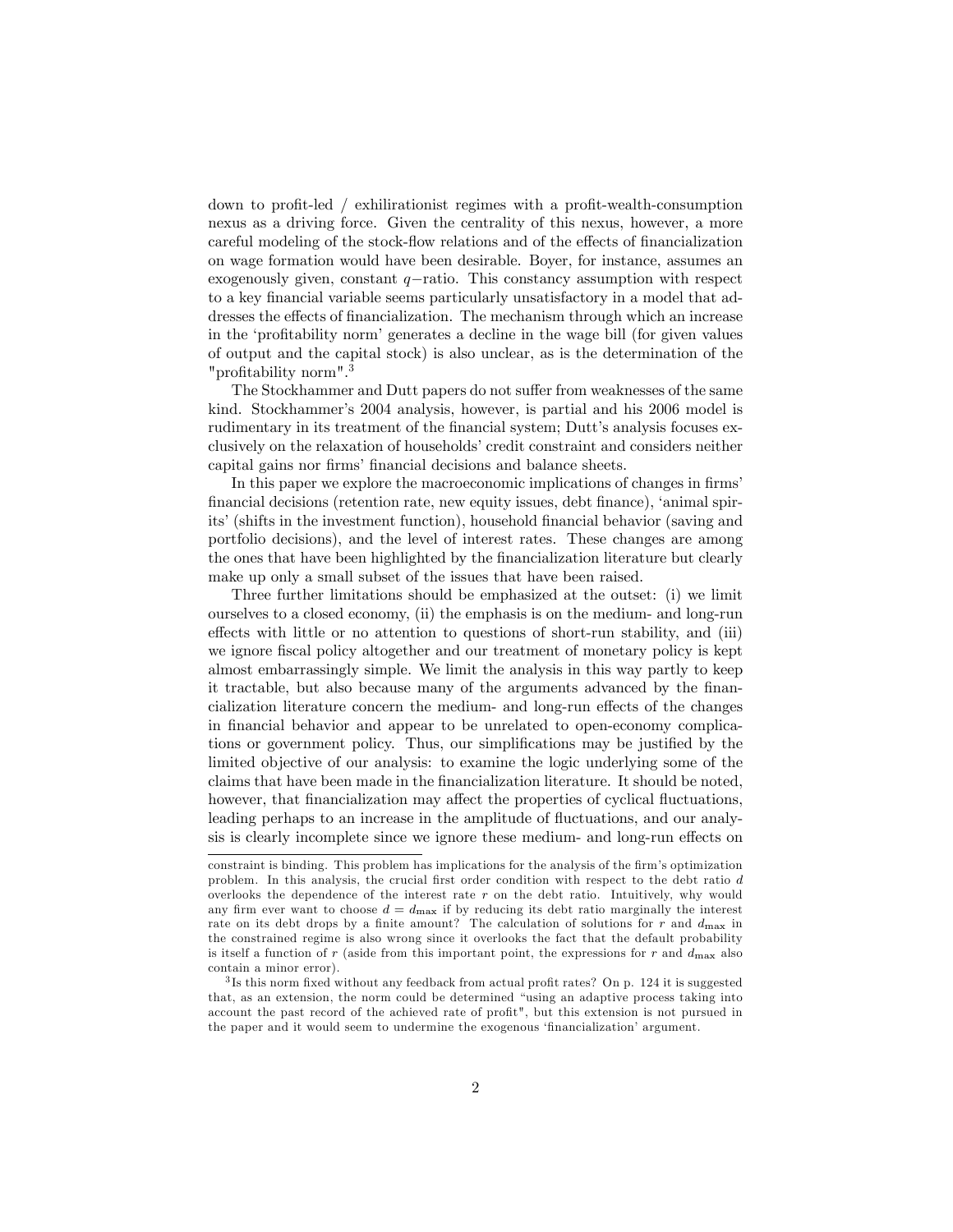down to profit-led / exhilirationist regimes with a profit-wealth-consumption nexus as a driving force. Given the centrality of this nexus, however, a more careful modeling of the stock-flow relations and of the effects of financialization on wage formation would have been desirable. Boyer, for instance, assumes an exogenously given, constant $q-$ratio. This constancy assumption with respect to a key financial variable seems particularly unsatisfactory in a model that addresses the effects of financialization. The mechanism through which an increase in the 'profitability norm' generates a decline in the wage bill (for given values of output and the capital stock) is also unclear, as is the determination of the "profitability norm".[3]

The Stockhammer and Dutt papers do not suffer from weaknesses of the same kind. Stockhammer's 2004 analysis, however, is partial and his 2006 model is rudimentary in its treatment of the financial system; Dutt's analysis focuses exclusively on the relaxation of households' credit constraint and considers neither capital gains nor firms' financial decisions and balance sheets.

In this paper we explore the macroeconomic implications of changes in firms' financial decisions (retention rate, new equity issues, debt finance), 'animal spirits' (shifts in the investment function), household financial behavior (saving and portfolio decisions), and the level of interest rates. These changes are among the ones that have been highlighted by the financialization literature but clearly make up only a small subset of the issues that have been raised.

Three further limitations should be emphasized at the outset: (i) we limit ourselves to a closed economy, (ii) the emphasis is on the medium- and long-run effects with little or no attention to questions of short-run stability, and (iii) we ignore fiscal policy altogether and our treatment of monetary policy is kept almost embarrassingly simple. We limit the analysis in this way partly to keep it tractable, but also because many of the arguments advanced by the financialization literature concern the medium- and long-run effects of the changes in financial behavior and appear to be unrelated to open-economy complications or government policy. Thus, our simplifications may be justified by the limited objective of our analysis: to examine the logic underlying some of the claims that have been made in the financialization literature. It should be noted, however, that financialization may affect the properties of cyclical fluctuations, leading perhaps to an increase in the amplitude of fluctuations, and our analysis is clearly incomplete since we ignore these medium- and long-run effects on

---

constraint is binding. This problem has implications for the analysis of the firm's optimization problem. In this analysis, the crucial first order condition with respect to the debt ratio $d$ overlooks the dependence of the interest rate $r$ on the debt ratio. Intuitively, why would any firm ever want to choose $d = d_{\max}$ if by reducing its debt ratio marginally the interest rate on its debt drops by a finite amount? The calculation of solutions for $r$ and $d_{\max}$ in the constrained regime is also wrong since it overlooks the fact that the default probability is itself a function of $r$ (aside from this important point, the expressions for $r$ and $d_{\max}$ also contain a minor error).

[3] Is this norm fixed without any feedback from actual profit rates? On p. 124 it is suggested that, as an extension, the norm could be determined "using an adaptive process taking into account the past record of the achieved rate of profit", but this extension is not pursued in the paper and it would seem to undermine the exogenous 'financialization' argument.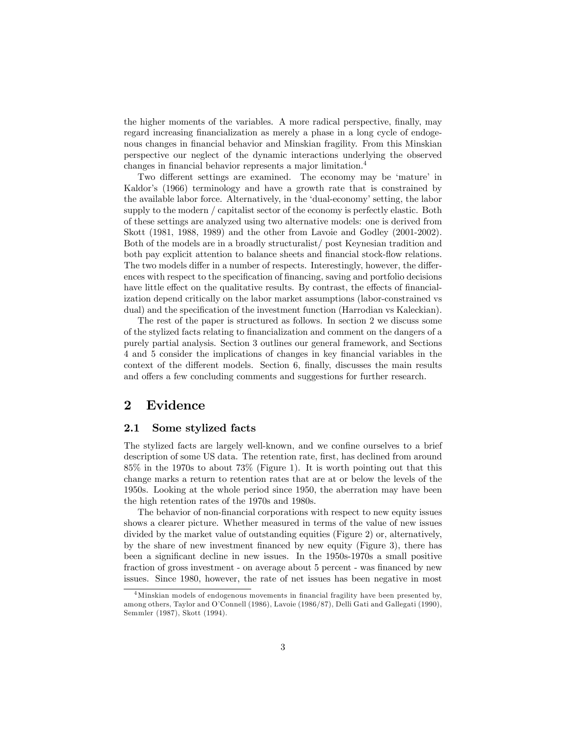the higher moments of the variables. A more radical perspective, finally, may regard increasing financialization as merely a phase in a long cycle of endogenous changes in financial behavior and Minskian fragility. From this Minskian perspective our neglect of the dynamic interactions underlying the observed changes in financial behavior represents a major limitation.[4]

Two different settings are examined. The economy may be 'mature' in Kaldor's (1966) terminology and have a growth rate that is constrained by the available labor force. Alternatively, in the 'dual-economy' setting, the labor supply to the modern / capitalist sector of the economy is perfectly elastic. Both of these settings are analyzed using two alternative models: one is derived from Skott (1981, 1988, 1989) and the other from Lavoie and Godley (2001-2002). Both of the models are in a broadly structuralist/ post Keynesian tradition and both pay explicit attention to balance sheets and financial stock-flow relations. The two models differ in a number of respects. Interestingly, however, the differences with respect to the specification of financing, saving and portfolio decisions have little effect on the qualitative results. By contrast, the effects of financialization depend critically on the labor market assumptions (labor-constrained vs dual) and the specification of the investment function (Harrodian vs Kaleckian).

The rest of the paper is structured as follows. In section 2 we discuss some of the stylized facts relating to financialization and comment on the dangers of a purely partial analysis. Section 3 outlines our general framework, and Sections 4 and 5 consider the implications of changes in key financial variables in the context of the different models. Section 6, finally, discusses the main results and offers a few concluding comments and suggestions for further research.

# 2 Evidence

## 2.1 Some stylized facts

The stylized facts are largely well-known, and we confine ourselves to a brief description of some US data. The retention rate, first, has declined from around 85% in the 1970s to about 73% (Figure 1). It is worth pointing out that this change marks a return to retention rates that are at or below the levels of the 1950s. Looking at the whole period since 1950, the aberration may have been the high retention rates of the 1970s and 1980s.

The behavior of non-financial corporations with respect to new equity issues shows a clearer picture. Whether measured in terms of the value of new issues divided by the market value of outstanding equities (Figure 2) or, alternatively, by the share of new investment financed by new equity (Figure 3), there has been a significant decline in new issues. In the 1950s-1970s a small positive fraction of gross investment - on average about 5 percent - was financed by new issues. Since 1980, however, the rate of net issues has been negative in most

[4] Minskian models of endogenous movements in financial fragility have been presented by, among others, Taylor and O'Connell (1986), Lavoie (1986/87), Delli Gati and Gallegati (1990), Semmler (1987), Skott (1994).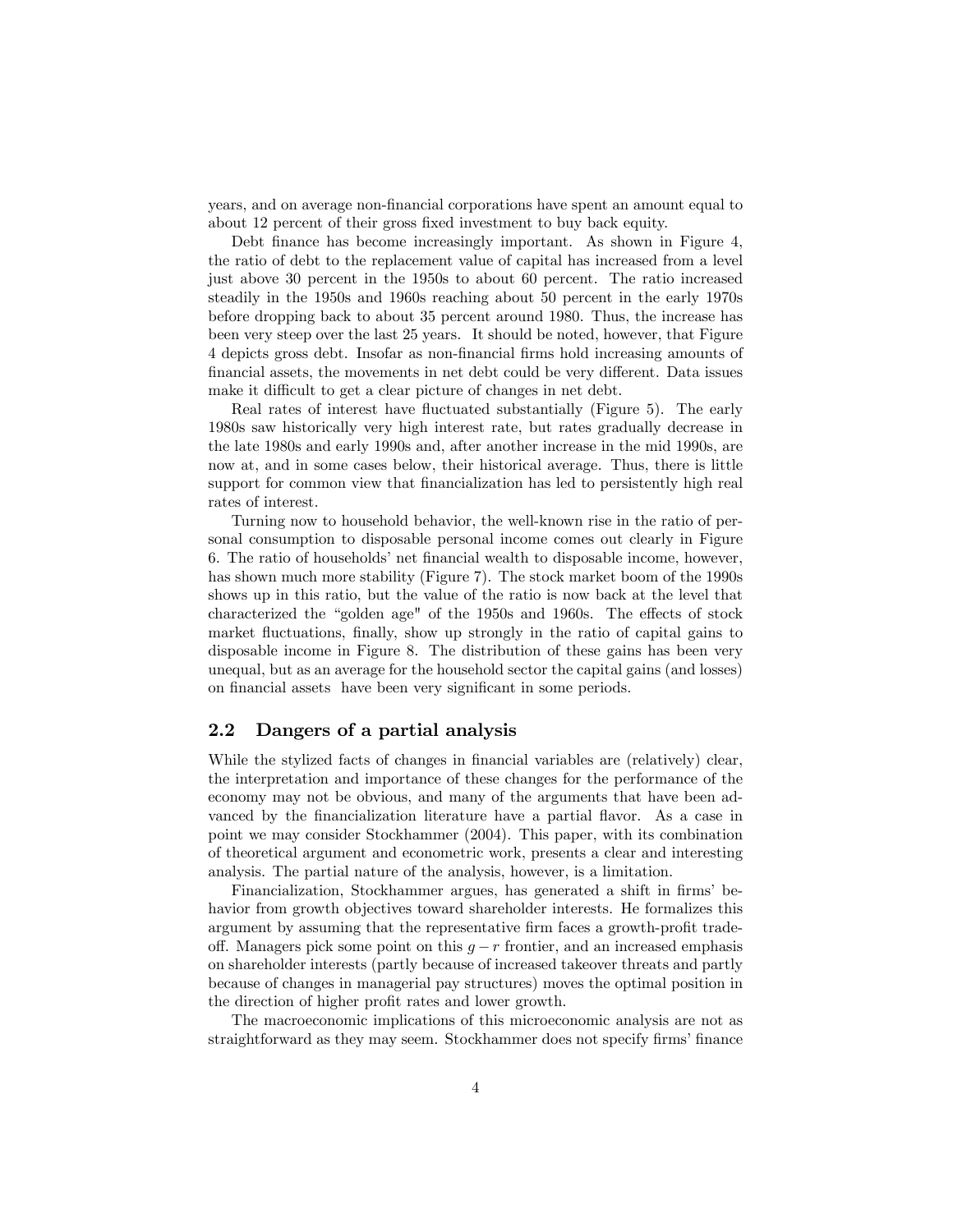years, and on average non-financial corporations have spent an amount equal to about 12 percent of their gross fixed investment to buy back equity.

Debt finance has become increasingly important. As shown in Figure 4, the ratio of debt to the replacement value of capital has increased from a level just above 30 percent in the 1950s to about 60 percent. The ratio increased steadily in the 1950s and 1960s reaching about 50 percent in the early 1970s before dropping back to about 35 percent around 1980. Thus, the increase has been very steep over the last 25 years. It should be noted, however, that Figure 4 depicts gross debt. Insofar as non-financial firms hold increasing amounts of financial assets, the movements in net debt could be very different. Data issues make it difficult to get a clear picture of changes in net debt.

Real rates of interest have fluctuated substantially (Figure 5). The early 1980s saw historically very high interest rate, but rates gradually decrease in the late 1980s and early 1990s and, after another increase in the mid 1990s, are now at, and in some cases below, their historical average. Thus, there is little support for common view that financialization has led to persistently high real rates of interest.

Turning now to household behavior, the well-known rise in the ratio of personal consumption to disposable personal income comes out clearly in Figure 6. The ratio of households' net financial wealth to disposable income, however, has shown much more stability (Figure 7). The stock market boom of the 1990s shows up in this ratio, but the value of the ratio is now back at the level that characterized the "golden age" of the 1950s and 1960s. The effects of stock market fluctuations, finally, show up strongly in the ratio of capital gains to disposable income in Figure 8. The distribution of these gains has been very unequal, but as an average for the household sector the capital gains (and losses) on financial assets have been very significant in some periods.

## 2.2 Dangers of a partial analysis

While the stylized facts of changes in financial variables are (relatively) clear, the interpretation and importance of these changes for the performance of the economy may not be obvious, and many of the arguments that have been advanced by the financialization literature have a partial flavor. As a case in point we may consider Stockhammer (2004). This paper, with its combination of theoretical argument and econometric work, presents a clear and interesting analysis. The partial nature of the analysis, however, is a limitation.

Financialization, Stockhammer argues, has generated a shift in firms' behavior from growth objectives toward shareholder interests. He formalizes this argument by assuming that the representative firm faces a growth-profit tradeoff. Managers pick some point on this $g-r$ frontier, and an increased emphasis on shareholder interests (partly because of increased takeover threats and partly because of changes in managerial pay structures) moves the optimal position in the direction of higher profit rates and lower growth.

The macroeconomic implications of this microeconomic analysis are not as straightforward as they may seem. Stockhammer does not specify firms' finance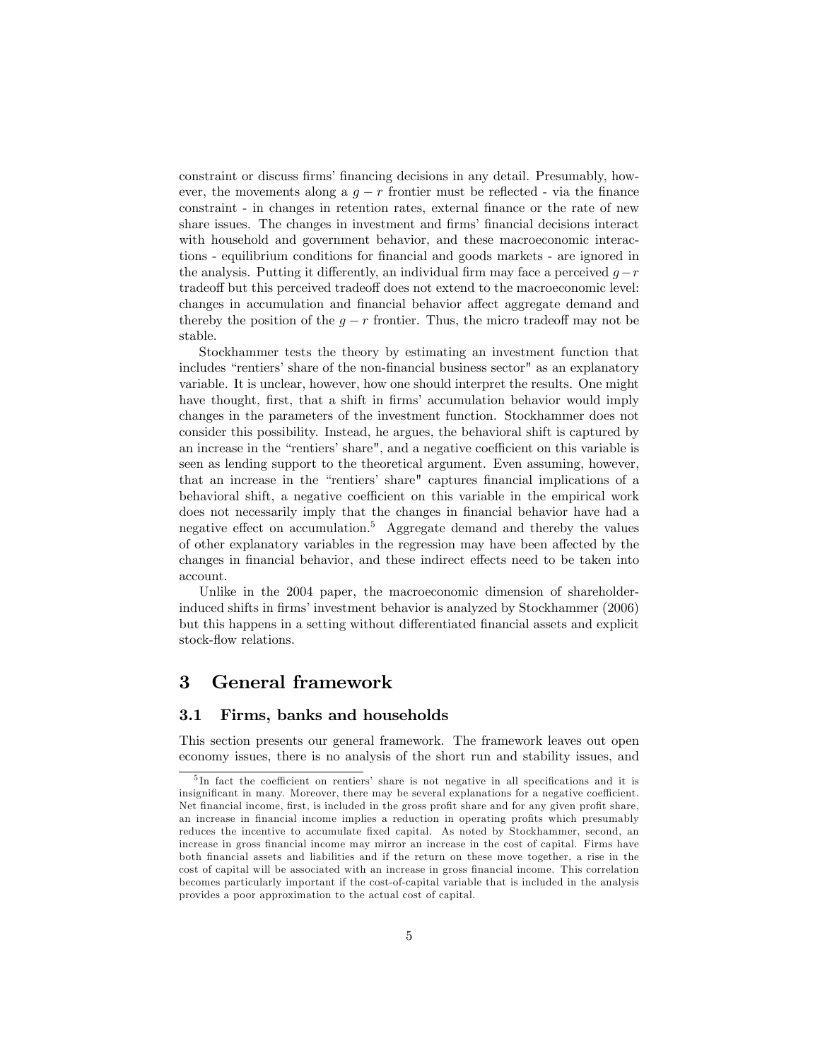constraint or discuss firms' financing decisions in any detail. Presumably, however, the movements along a $g-r$ frontier must be reflected - via the finance constraint - in changes in retention rates, external finance or the rate of new share issues. The changes in investment and firms' financial decisions interact with household and government behavior, and these macroeconomic interactions - equilibrium conditions for financial and goods markets - are ignored in the analysis. Putting it differently, an individual firm may face a perceived $g-r$ tradeoff but this perceived tradeoff does not extend to the macroeconomic level: changes in accumulation and financial behavior affect aggregate demand and thereby the position of the $g-r$ frontier. Thus, the micro tradeoff may not be stable.

Stockhammer tests the theory by estimating an investment function that includes "rentiers' share of the non-financial business sector" as an explanatory variable. It is unclear, however, how one should interpret the results. One might have thought, first, that a shift in firms' accumulation behavior would imply changes in the parameters of the investment function. Stockhammer does not consider this possibility. Instead, he argues, the behavioral shift is captured by an increase in the "rentiers' share", and a negative coefficient on this variable is seen as lending support to the theoretical argument. Even assuming, however, that an increase in the "rentiers' share" captures financial implications of a behavioral shift, a negative coefficient on this variable in the empirical work does not necessarily imply that the changes in financial behavior have had a negative effect on accumulation.[5] Aggregate demand and thereby the values of other explanatory variables in the regression may have been affected by the changes in financial behavior, and these indirect effects need to be taken into account.

Unlike in the 2004 paper, the macroeconomic dimension of shareholder-induced shifts in firms' investment behavior is analyzed by Stockhammer (2006) but this happens in a setting without differentiated financial assets and explicit stock-flow relations.

# 3 General framework

## 3.1 Firms, banks and households

This section presents our general framework. The framework leaves out open economy issues, there is no analysis of the short run and stability issues, and

[5] In fact the coefficient on rentiers' share is not negative in all specifications and it is insignificant in many. Moreover, there may be several explanations for a negative coefficient. Net financial income, first, is included in the gross profit share and for any given profit share, an increase in financial income implies a reduction in operating profits which presumably reduces the incentive to accumulate fixed capital. As noted by Stockhammer, second, an increase in gross financial income may mirror an increase in the cost of capital. Firms have both financial assets and liabilities and if the return on these move together, a rise in the cost of capital will be associated with an increase in gross financial income. This correlation becomes particularly important if the cost-of-capital variable that is included in the analysis provides a poor approximation to the actual cost of capital.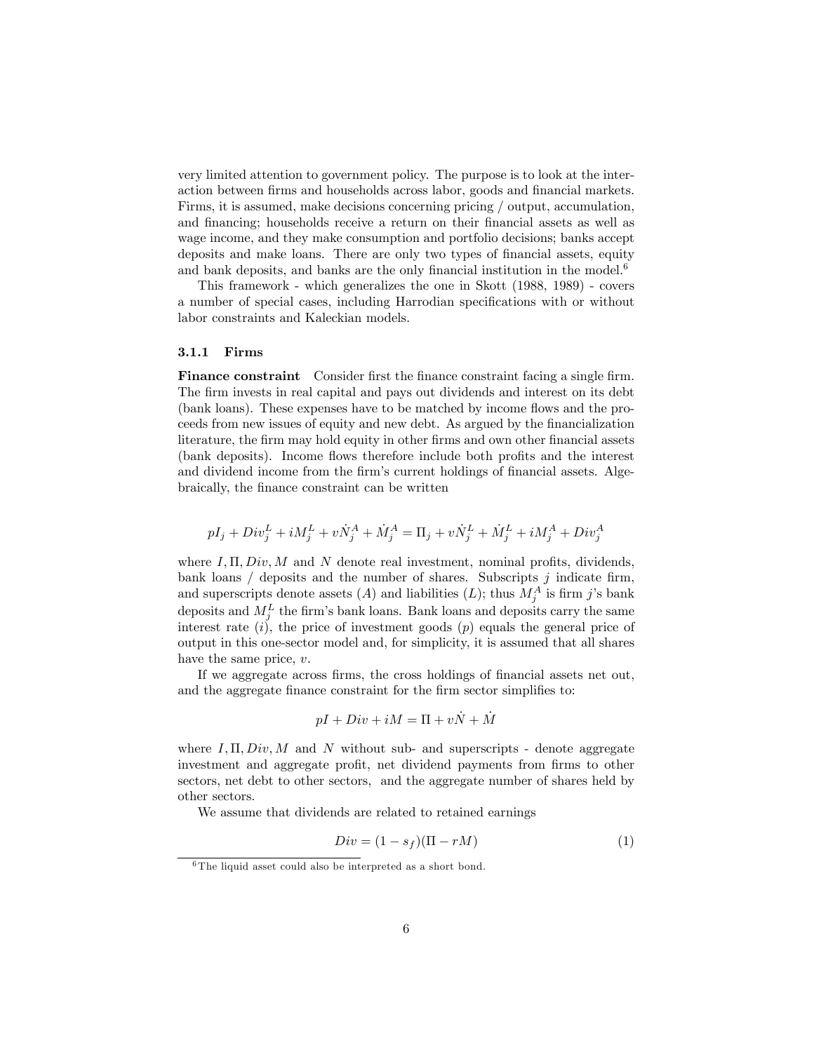very limited attention to government policy. The purpose is to look at the interaction between firms and households across labor, goods and financial markets. Firms, it is assumed, make decisions concerning pricing / output, accumulation, and financing; households receive a return on their financial assets as well as wage income, and they make consumption and portfolio decisions; banks accept deposits and make loans. There are only two types of financial assets, equity and bank deposits, and banks are the only financial institution in the model.[6]

This framework - which generalizes the one in Skott (1988, 1989) - covers a number of special cases, including Harrodian specifications with or without labor constraints and Kaleckian models.

### 3.1.1 Firms

**Finance constraint** Consider first the finance constraint facing a single firm. The firm invests in real capital and pays out dividends and interest on its debt (bank loans). These expenses have to be matched by income flows and the proceeds from new issues of equity and new debt. As argued by the financialization literature, the firm may hold equity in other firms and own other financial assets (bank deposits). Income flows therefore include both profits and the interest and dividend income from the firm's current holdings of financial assets. Algebraically, the finance constraint can be written

$$pI_j + Div_j^L + iM_j^L + v\dot{N}_j^A + \dot{M}_j^A = \Pi_j + v\dot{N}_j^L + \dot{M}_j^L + iM_j^A + Div_j^A$$

where $I, \Pi, Div, M$ and $N$ denote real investment, nominal profits, dividends, bank loans / deposits and the number of shares. Subscripts $j$ indicate firm, and superscripts denote assets ($A$) and liabilities ($L$); thus $M_j^A$ is firm $j$'s bank deposits and $M_j^L$ the firm's bank loans. Bank loans and deposits carry the same interest rate ($i$), the price of investment goods ($p$) equals the general price of output in this one-sector model and, for simplicity, it is assumed that all shares have the same price, $v$.

If we aggregate across firms, the cross holdings of financial assets net out, and the aggregate finance constraint for the firm sector simplifies to:

$$pI + Div + iM = \Pi + v\dot{N} + \dot{M}$$

where $I, \Pi, Div, M$ and $N$ without sub- and superscripts - denote aggregate investment and aggregate profit, net dividend payments from firms to other sectors, net debt to other sectors, and the aggregate number of shares held by other sectors.

We assume that dividends are related to retained earnings

$$Div = (1 - s_f)(\Pi - rM) \tag{1}$$

[6] The liquid asset could also be interpreted as a short bond.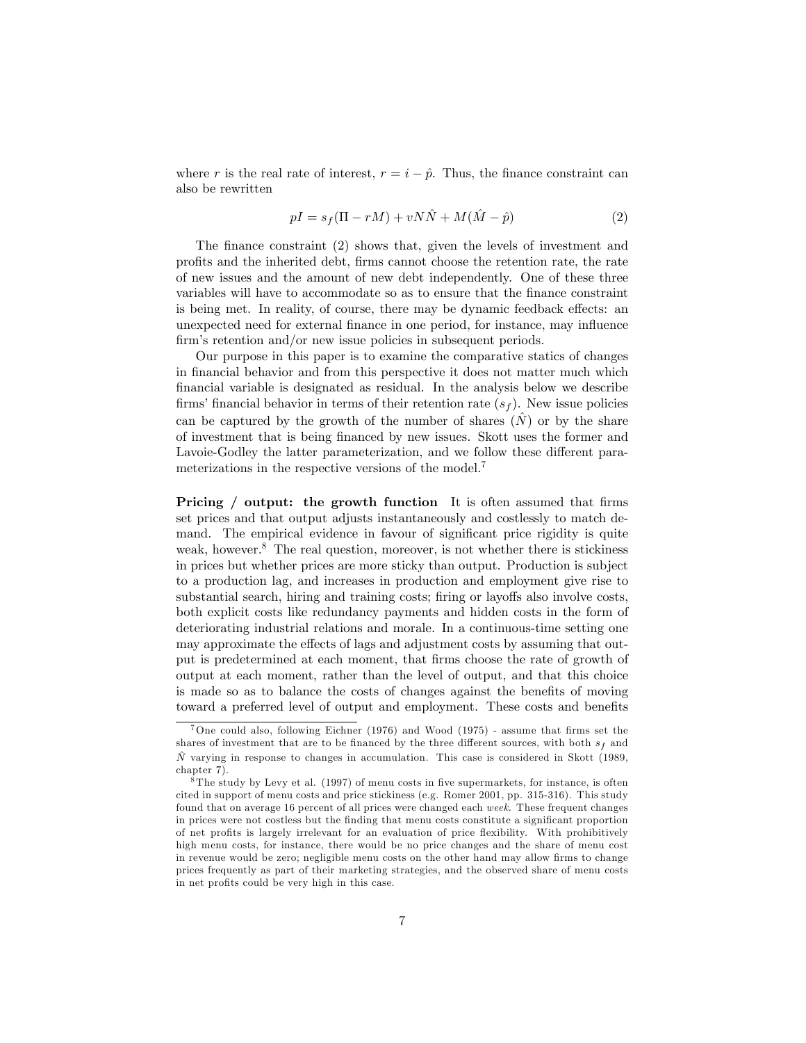where $r$ is the real rate of interest, $r = i - \hat{p}$. Thus, the finance constraint can also be rewritten

$$pI = s_f(\Pi - rM) + vN\hat{N} + M(\hat{M} - \hat{p}) \tag{2}$$

The finance constraint (2) shows that, given the levels of investment and profits and the inherited debt, firms cannot choose the retention rate, the rate of new issues and the amount of new debt independently. One of these three variables will have to accommodate so as to ensure that the finance constraint is being met. In reality, of course, there may be dynamic feedback effects: an unexpected need for external finance in one period, for instance, may influence firm's retention and/or new issue policies in subsequent periods.

Our purpose in this paper is to examine the comparative statics of changes in financial behavior and from this perspective it does not matter much which financial variable is designated as residual. In the analysis below we describe firms' financial behavior in terms of their retention rate ($s_f$). New issue policies can be captured by the growth of the number of shares ($\hat{N}$) or by the share of investment that is being financed by new issues. Skott uses the former and Lavoie-Godley the latter parameterization, and we follow these different parameterizations in the respective versions of the model.[7]

**Pricing / output: the growth function** It is often assumed that firms set prices and that output adjusts instantaneously and costlessly to match demand. The empirical evidence in favour of significant price rigidity is quite weak, however.[8] The real question, moreover, is not whether there is stickiness in prices but whether prices are more sticky than output. Production is subject to a production lag, and increases in production and employment give rise to substantial search, hiring and training costs; firing or layoffs also involve costs, both explicit costs like redundancy payments and hidden costs in the form of deteriorating industrial relations and morale. In a continuous-time setting one may approximate the effects of lags and adjustment costs by assuming that output is predetermined at each moment, that firms choose the rate of growth of output at each moment, rather than the level of output, and that this choice is made so as to balance the costs of changes against the benefits of moving toward a preferred level of output and employment. These costs and benefits

[7] One could also, following Eichner (1976) and Wood (1975) - assume that firms set the shares of investment that are to be financed by the three different sources, with both $s_f$ and $\hat{N}$ varying in response to changes in accumulation. This case is considered in Skott (1989, chapter 7).

[8] The study by Levy et al. (1997) of menu costs in five supermarkets, for instance, is often cited in support of menu costs and price stickiness (e.g. Romer 2001, pp. 315-316). This study found that on average 16 percent of all prices were changed each *week*. These frequent changes in prices were not costless but the finding that menu costs constitute a significant proportion of net profits is largely irrelevant for an evaluation of price flexibility. With prohibitively high menu costs, for instance, there would be no price changes and the share of menu cost in revenue would be zero; negligible menu costs on the other hand may allow firms to change prices frequently as part of their marketing strategies, and the observed share of menu costs in net profits could be very high in this case.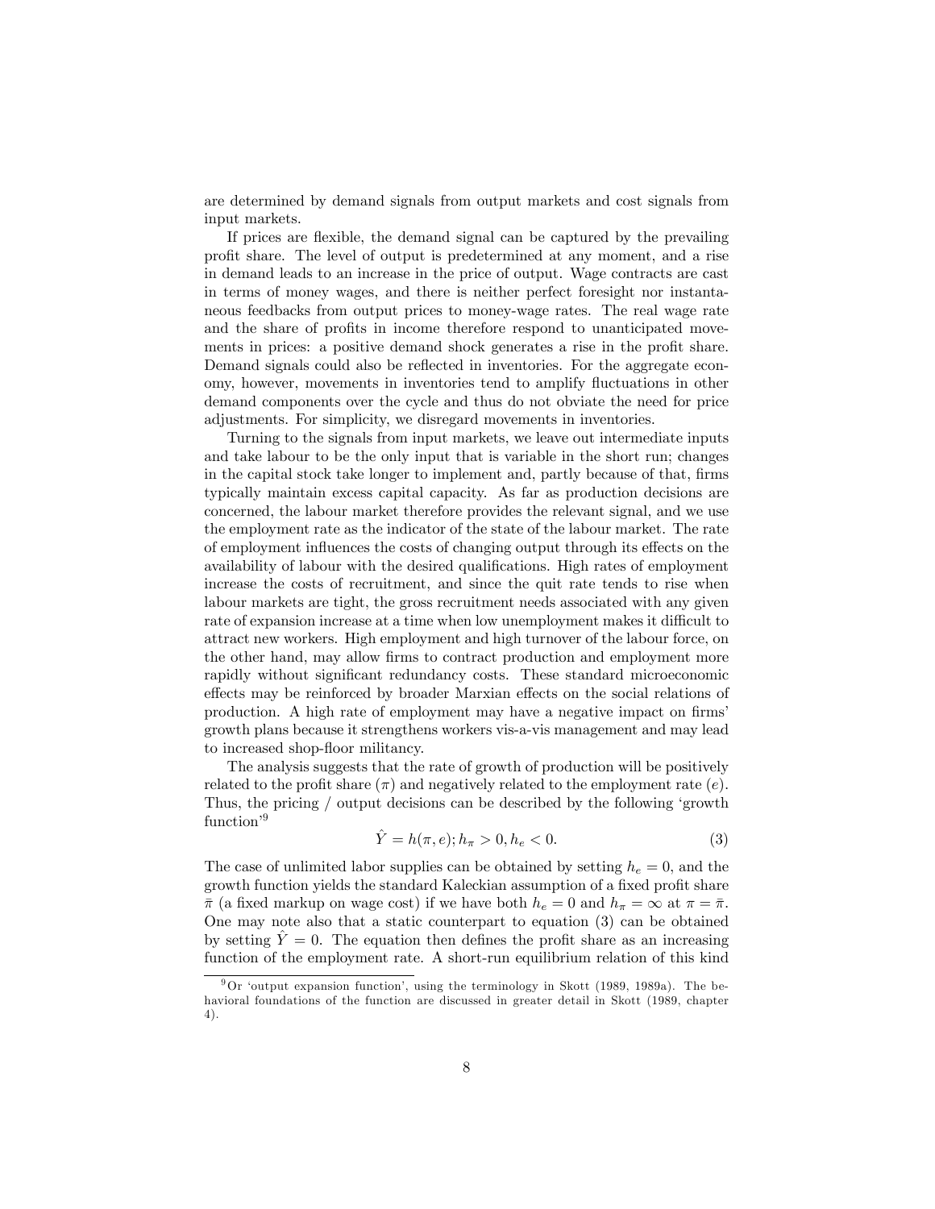are determined by demand signals from output markets and cost signals from input markets.

If prices are flexible, the demand signal can be captured by the prevailing profit share. The level of output is predetermined at any moment, and a rise in demand leads to an increase in the price of output. Wage contracts are cast in terms of money wages, and there is neither perfect foresight nor instantaneous feedbacks from output prices to money-wage rates. The real wage rate and the share of profits in income therefore respond to unanticipated movements in prices: a positive demand shock generates a rise in the profit share. Demand signals could also be reflected in inventories. For the aggregate economy, however, movements in inventories tend to amplify fluctuations in other demand components over the cycle and thus do not obviate the need for price adjustments. For simplicity, we disregard movements in inventories.

Turning to the signals from input markets, we leave out intermediate inputs and take labour to be the only input that is variable in the short run; changes in the capital stock take longer to implement and, partly because of that, firms typically maintain excess capital capacity. As far as production decisions are concerned, the labour market therefore provides the relevant signal, and we use the employment rate as the indicator of the state of the labour market. The rate of employment influences the costs of changing output through its effects on the availability of labour with the desired qualifications. High rates of employment increase the costs of recruitment, and since the quit rate tends to rise when labour markets are tight, the gross recruitment needs associated with any given rate of expansion increase at a time when low unemployment makes it difficult to attract new workers. High employment and high turnover of the labour force, on the other hand, may allow firms to contract production and employment more rapidly without significant redundancy costs. These standard microeconomic effects may be reinforced by broader Marxian effects on the social relations of production. A high rate of employment may have a negative impact on firms' growth plans because it strengthens workers vis-a-vis management and may lead to increased shop-floor militancy.

The analysis suggests that the rate of growth of production will be positively related to the profit share ($\pi$) and negatively related to the employment rate ($e$). Thus, the pricing / output decisions can be described by the following 'growth function'[9]

$$\hat{Y} = h(\pi, e); h_\pi > 0, h_e < 0. \tag{3}$$

The case of unlimited labor supplies can be obtained by setting $h_e = 0$, and the growth function yields the standard Kaleckian assumption of a fixed profit share $\bar{\pi}$ (a fixed markup on wage cost) if we have both $h_e = 0$ and $h_\pi = \infty$ at $\pi = \bar{\pi}$. One may note also that a static counterpart to equation (3) can be obtained by setting $\hat{Y} = 0$. The equation then defines the profit share as an increasing function of the employment rate. A short-run equilibrium relation of this kind

[9] Or 'output expansion function', using the terminology in Skott (1989, 1989a). The behavioral foundations of the function are discussed in greater detail in Skott (1989, chapter 4).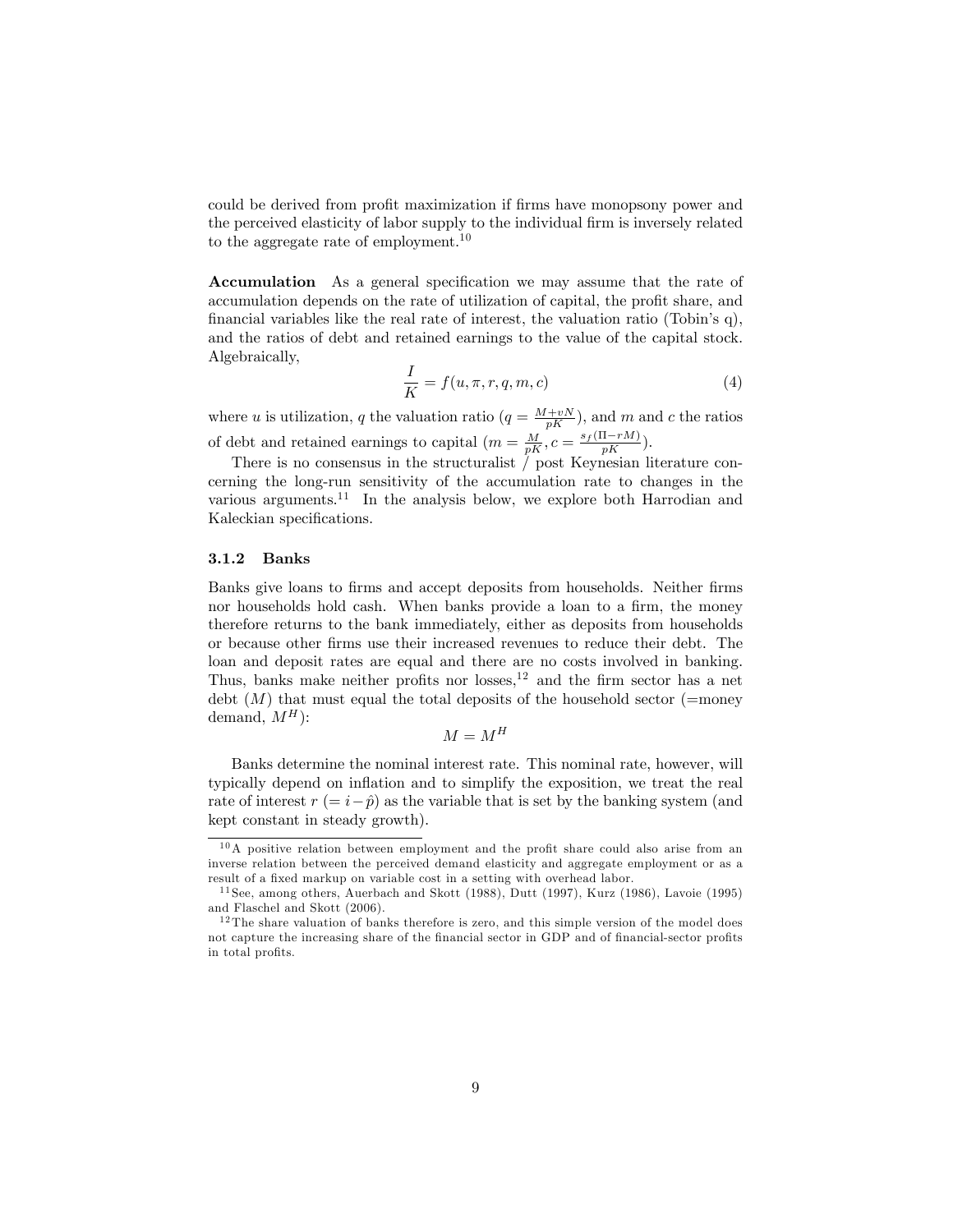could be derived from profit maximization if firms have monopsony power and the perceived elasticity of labor supply to the individual firm is inversely related to the aggregate rate of employment.[10]

**Accumulation** As a general specification we may assume that the rate of accumulation depends on the rate of utilization of capital, the profit share, and financial variables like the real rate of interest, the valuation ratio (Tobin's q), and the ratios of debt and retained earnings to the value of the capital stock. Algebraically,

$$\frac{I}{K} = f(u, \pi, r, q, m, c) \tag{4}$$

where $u$ is utilization, $q$ the valuation ratio ($q = \frac{M+vN}{pK}$), and $m$ and $c$ the ratios of debt and retained earnings to capital ($m = \frac{M}{pK}, c = \frac{s_f(\Pi - rM)}{pK}$).

There is no consensus in the structuralist / post Keynesian literature concerning the long-run sensitivity of the accumulation rate to changes in the various arguments.[11] In the analysis below, we explore both Harrodian and Kaleckian specifications.

### 3.1.2 Banks

Banks give loans to firms and accept deposits from households. Neither firms nor households hold cash. When banks provide a loan to a firm, the money therefore returns to the bank immediately, either as deposits from households or because other firms use their increased revenues to reduce their debt. The loan and deposit rates are equal and there are no costs involved in banking. Thus, banks make neither profits nor losses,[12] and the firm sector has a net debt ($M$) that must equal the total deposits of the household sector (=money demand, $M^H$):

$$M = M^H$$

Banks determine the nominal interest rate. This nominal rate, however, will typically depend on inflation and to simplify the exposition, we treat the real rate of interest $r$ ($= i - \hat{p}$) as the variable that is set by the banking system (and kept constant in steady growth).

---

[10] A positive relation between employment and the profit share could also arise from an inverse relation between the perceived demand elasticity and aggregate employment or as a result of a fixed markup on variable cost in a setting with overhead labor.

[11] See, among others, Auerbach and Skott (1988), Dutt (1997), Kurz (1986), Lavoie (1995) and Flaschel and Skott (2006).

[12] The share valuation of banks therefore is zero, and this simple version of the model does not capture the increasing share of the financial sector in GDP and of financial-sector profits in total profits.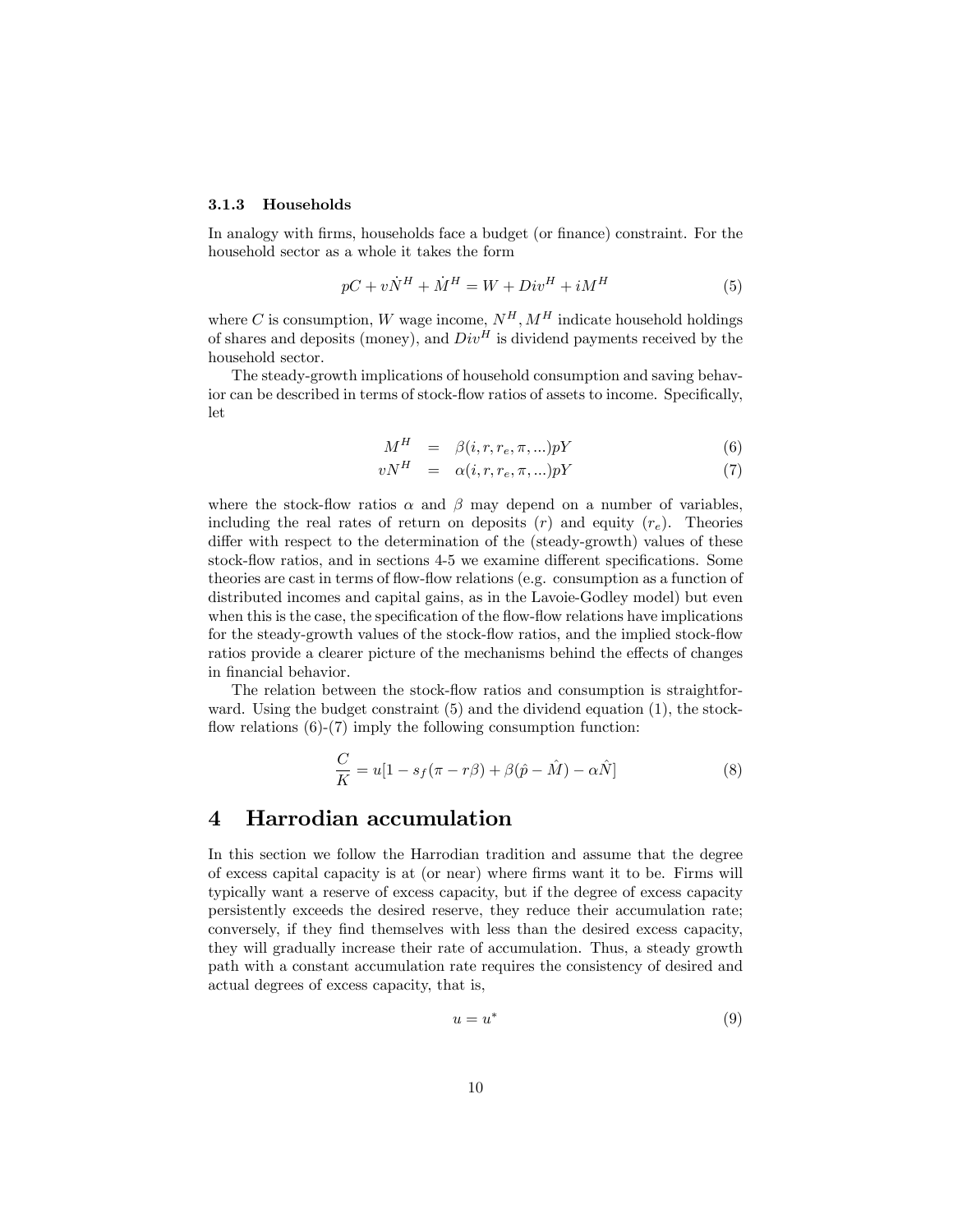### 3.1.3 Households

In analogy with firms, households face a budget (or finance) constraint. For the household sector as a whole it takes the form

$$pC + v\dot{N}^H + \dot{M}^H = W + Div^H + iM^H \tag{5}$$

where $C$ is consumption, $W$ wage income, $N^H, M^H$ indicate household holdings of shares and deposits (money), and $Div^H$ is dividend payments received by the household sector.

The steady-growth implications of household consumption and saving behavior can be described in terms of stock-flow ratios of assets to income. Specifically, let

$$M^H = \beta(i, r, r_e, \pi, ...)pY \tag{6}$$

$$vN^H = \alpha(i, r, r_e, \pi, ...)pY \tag{7}$$

where the stock-flow ratios $\alpha$ and $\beta$ may depend on a number of variables, including the real rates of return on deposits ($r$) and equity ($r_e$). Theories differ with respect to the determination of the (steady-growth) values of these stock-flow ratios, and in sections 4-5 we examine different specifications. Some theories are cast in terms of flow-flow relations (e.g. consumption as a function of distributed incomes and capital gains, as in the Lavoie-Godley model) but even when this is the case, the specification of the flow-flow relations have implications for the steady-growth values of the stock-flow ratios, and the implied stock-flow ratios provide a clearer picture of the mechanisms behind the effects of changes in financial behavior.

The relation between the stock-flow ratios and consumption is straightforward. Using the budget constraint (5) and the dividend equation (1), the stock-flow relations (6)-(7) imply the following consumption function:

$$\frac{C}{K} = u[1 - s_f(\pi - r\beta) + \beta(\hat{p} - \hat{M}) - \alpha\hat{N}] \tag{8}$$

# 4 Harrodian accumulation

In this section we follow the Harrodian tradition and assume that the degree of excess capital capacity is at (or near) where firms want it to be. Firms will typically want a reserve of excess capacity, but if the degree of excess capacity persistently exceeds the desired reserve, they reduce their accumulation rate; conversely, if they find themselves with less than the desired excess capacity, they will gradually increase their rate of accumulation. Thus, a steady growth path with a constant accumulation rate requires the consistency of desired and actual degrees of excess capacity, that is,

$$u = u^* \tag{9}$$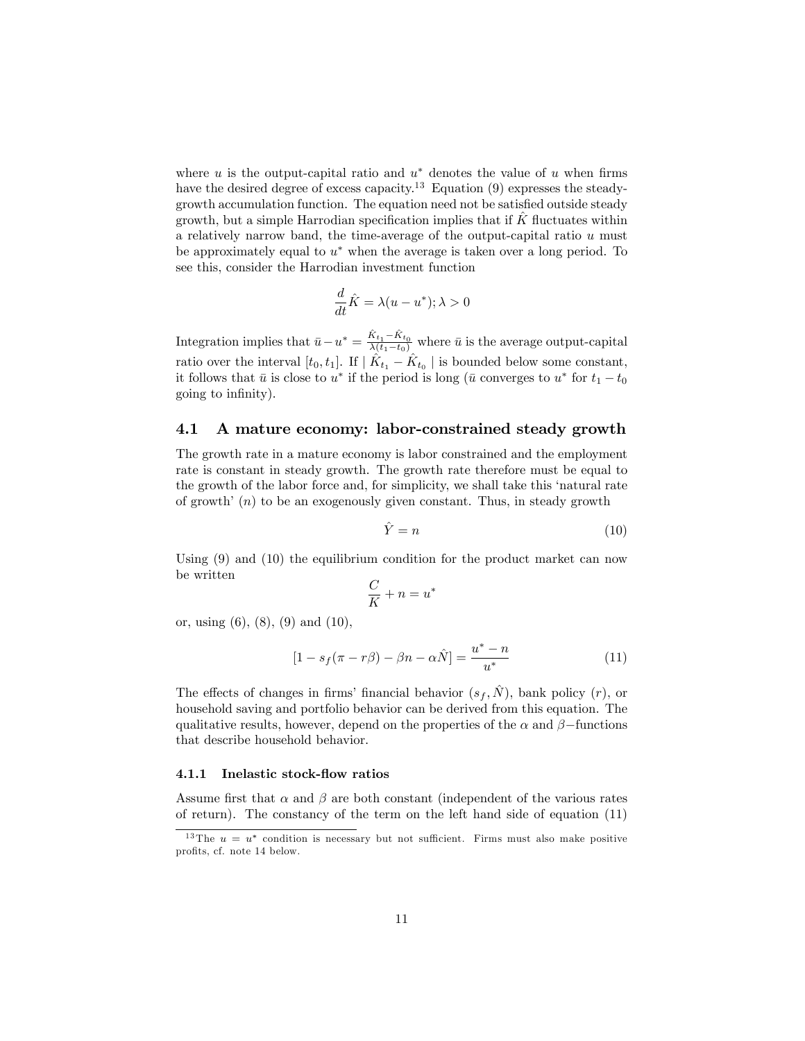where $u$ is the output-capital ratio and $u^*$ denotes the value of $u$ when firms have the desired degree of excess capacity.[13] Equation (9) expresses the steady-growth accumulation function. The equation need not be satisfied outside steady growth, but a simple Harrodian specification implies that if $\hat{K}$ fluctuates within a relatively narrow band, the time-average of the output-capital ratio $u$ must be approximately equal to $u^*$ when the average is taken over a long period. To see this, consider the Harrodian investment function

$$\frac{d}{dt}\hat{K} = \lambda(u - u^*); \lambda > 0$$

Integration implies that $\bar{u} - u^* = \frac{\hat{K}_{t_1} - \hat{K}_{t_0}}{\lambda(t_1 - t_0)}$ where $\bar{u}$ is the average output-capital ratio over the interval $[t_0, t_1]$. If $\mid \hat{K}_{t_1} - \hat{K}_{t_0} \mid$ is bounded below some constant, it follows that $\bar{u}$ is close to $u^*$ if the period is long ($\bar{u}$ converges to $u^*$ for $t_1 - t_0$ going to infinity).

## 4.1 A mature economy: labor-constrained steady growth

The growth rate in a mature economy is labor constrained and the employment rate is constant in steady growth. The growth rate therefore must be equal to the growth of the labor force and, for simplicity, we shall take this 'natural rate of growth' ($n$) to be an exogenously given constant. Thus, in steady growth

$$\hat{Y} = n \tag{10}$$

Using (9) and (10) the equilibrium condition for the product market can now be written

$$\frac{C}{K} + n = u^*$$

or, using (6), (8), (9) and (10),

$$[1 - s_f(\pi - r\beta) - \beta n - \alpha \hat{N}] = \frac{u^* - n}{u^*} \tag{11}$$

The effects of changes in firms' financial behavior ($s_f, \hat{N}$), bank policy ($r$), or household saving and portfolio behavior can be derived from this equation. The qualitative results, however, depend on the properties of the $\alpha$ and $\beta-$functions that describe household behavior.

### 4.1.1 Inelastic stock-flow ratios

Assume first that $\alpha$ and $\beta$ are both constant (independent of the various rates of return). The constancy of the term on the left hand side of equation (11)

[13] The $u = u^*$ condition is necessary but not sufficient. Firms must also make positive profits, cf. note 14 below.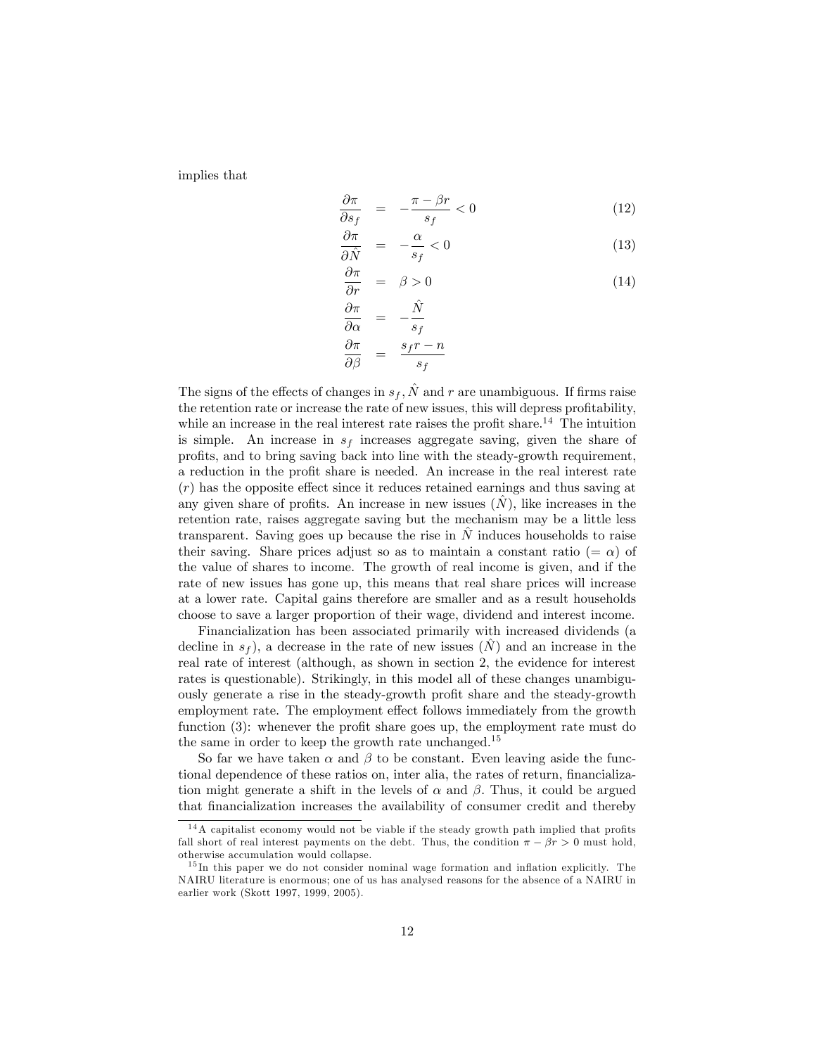implies that

$$\frac{\partial \pi}{\partial s_f} = -\frac{\pi - \beta r}{s_f} < 0 \tag{12}$$

$$\frac{\partial \pi}{\partial \hat{N}} = -\frac{\alpha}{s_f} < 0 \tag{13}$$

$$\frac{\partial \pi}{\partial r} = \beta > 0 \tag{14}$$

$$\frac{\partial \pi}{\partial \alpha} = -\frac{\hat{N}}{s_f}$$

$$\frac{\partial \pi}{\partial \beta} = \frac{s_f r - n}{s_f}$$

The signs of the effects of changes in $s_f$, $\hat{N}$ and $r$ are unambiguous. If firms raise the retention rate or increase the rate of new issues, this will depress profitability, while an increase in the real interest rate raises the profit share.[14] The intuition is simple. An increase in $s_f$ increases aggregate saving, given the share of profits, and to bring saving back into line with the steady-growth requirement, a reduction in the profit share is needed. An increase in the real interest rate ($r$) has the opposite effect since it reduces retained earnings and thus saving at any given share of profits. An increase in new issues ($\hat{N}$), like increases in the retention rate, raises aggregate saving but the mechanism may be a little less transparent. Saving goes up because the rise in $\hat{N}$ induces households to raise their saving. Share prices adjust so as to maintain a constant ratio ($= \alpha$) of the value of shares to income. The growth of real income is given, and if the rate of new issues has gone up, this means that real share prices will increase at a lower rate. Capital gains therefore are smaller and as a result households choose to save a larger proportion of their wage, dividend and interest income.

Financialization has been associated primarily with increased dividends (a decline in $s_f$), a decrease in the rate of new issues ($\hat{N}$) and an increase in the real rate of interest (although, as shown in section 2, the evidence for interest rates is questionable). Strikingly, in this model all of these changes unambiguously generate a rise in the steady-growth profit share and the steady-growth employment rate. The employment effect follows immediately from the growth function (3): whenever the profit share goes up, the employment rate must do the same in order to keep the growth rate unchanged.[15]

So far we have taken $\alpha$ and $\beta$ to be constant. Even leaving aside the functional dependence of these ratios on, inter alia, the rates of return, financialization might generate a shift in the levels of $\alpha$ and $\beta$. Thus, it could be argued that financialization increases the availability of consumer credit and thereby

[14] A capitalist economy would not be viable if the steady growth path implied that profits fall short of real interest payments on the debt. Thus, the condition $\pi - \beta r > 0$ must hold, otherwise accumulation would collapse.

[15] In this paper we do not consider nominal wage formation and inflation explicitly. The NAIRU literature is enormous; one of us has analysed reasons for the absence of a NAIRU in earlier work (Skott 1997, 1999, 2005).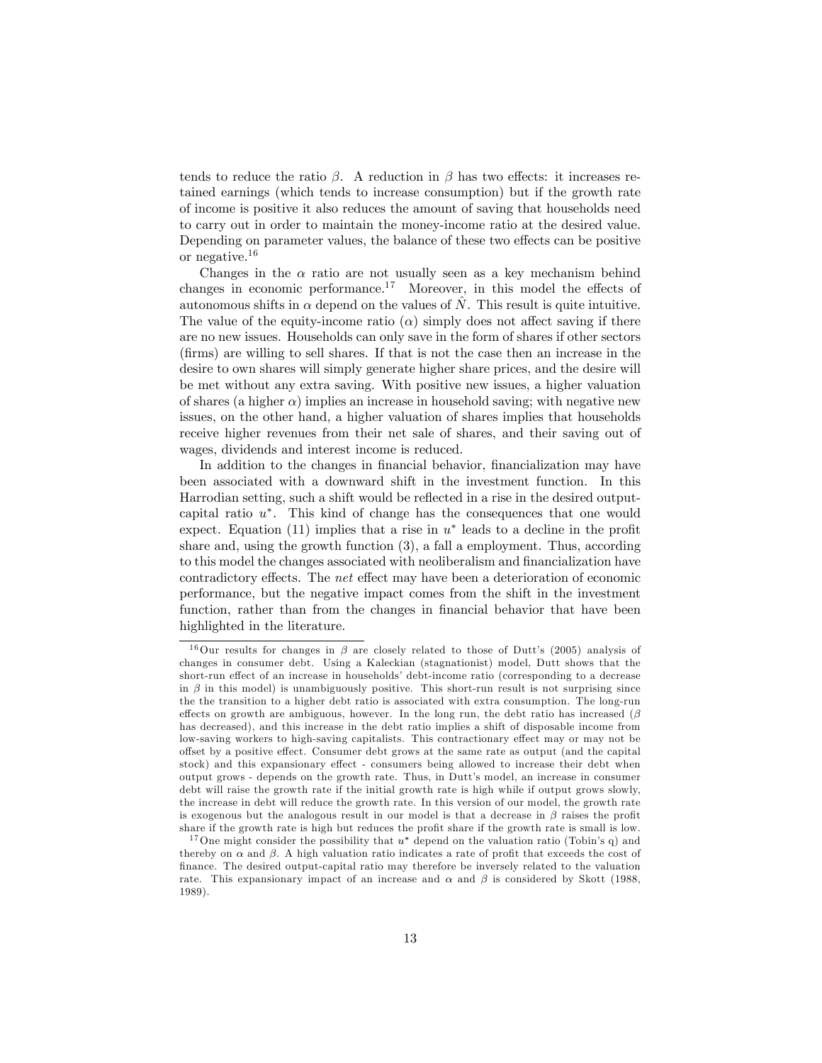tends to reduce the ratio $\beta$. A reduction in $\beta$ has two effects: it increases retained earnings (which tends to increase consumption) but if the growth rate of income is positive it also reduces the amount of saving that households need to carry out in order to maintain the money-income ratio at the desired value. Depending on parameter values, the balance of these two effects can be positive or negative.[16]

Changes in the $\alpha$ ratio are not usually seen as a key mechanism behind changes in economic performance.[17] Moreover, in this model the effects of autonomous shifts in $\alpha$ depend on the values of $\hat{N}$. This result is quite intuitive. The value of the equity-income ratio ($\alpha$) simply does not affect saving if there are no new issues. Households can only save in the form of shares if other sectors (firms) are willing to sell shares. If that is not the case then an increase in the desire to own shares will simply generate higher share prices, and the desire will be met without any extra saving. With positive new issues, a higher valuation of shares (a higher $\alpha$) implies an increase in household saving; with negative new issues, on the other hand, a higher valuation of shares implies that households receive higher revenues from their net sale of shares, and their saving out of wages, dividends and interest income is reduced.

In addition to the changes in financial behavior, financialization may have been associated with a downward shift in the investment function. In this Harrodian setting, such a shift would be reflected in a rise in the desired output-capital ratio $u^*$. This kind of change has the consequences that one would expect. Equation (11) implies that a rise in $u^*$ leads to a decline in the profit share and, using the growth function (3), a fall a employment. Thus, according to this model the changes associated with neoliberalism and financialization have contradictory effects. The *net* effect may have been a deterioration of economic performance, but the negative impact comes from the shift in the investment function, rather than from the changes in financial behavior that have been highlighted in the literature.

[16] Our results for changes in $\beta$ are closely related to those of Dutt's (2005) analysis of changes in consumer debt. Using a Kaleckian (stagnationist) model, Dutt shows that the short-run effect of an increase in households' debt-income ratio (corresponding to a decrease in $\beta$ in this model) is unambiguously positive. This short-run result is not surprising since the the transition to a higher debt ratio is associated with extra consumption. The long-run effects on growth are ambiguous, however. In the long run, the debt ratio has increased ($\beta$ has decreased), and this increase in the debt ratio implies a shift of disposable income from low-saving workers to high-saving capitalists. This contractionary effect may or may not be offset by a positive effect. Consumer debt grows at the same rate as output (and the capital stock) and this expansionary effect - consumers being allowed to increase their debt when output grows - depends on the growth rate. Thus, in Dutt's model, an increase in consumer debt will raise the growth rate if the initial growth rate is high while if output grows slowly, the increase in debt will reduce the growth rate. In this version of our model, the growth rate is exogenous but the analogous result in our model is that a decrease in $\beta$ raises the profit share if the growth rate is high but reduces the profit share if the growth rate is small is low.

[17] One might consider the possibility that $u^*$ depend on the valuation ratio (Tobin's q) and thereby on $\alpha$ and $\beta$. A high valuation ratio indicates a rate of profit that exceeds the cost of finance. The desired output-capital ratio may therefore be inversely related to the valuation rate. This expansionary impact of an increase and $\alpha$ and $\beta$ is considered by Skott (1988, 1989).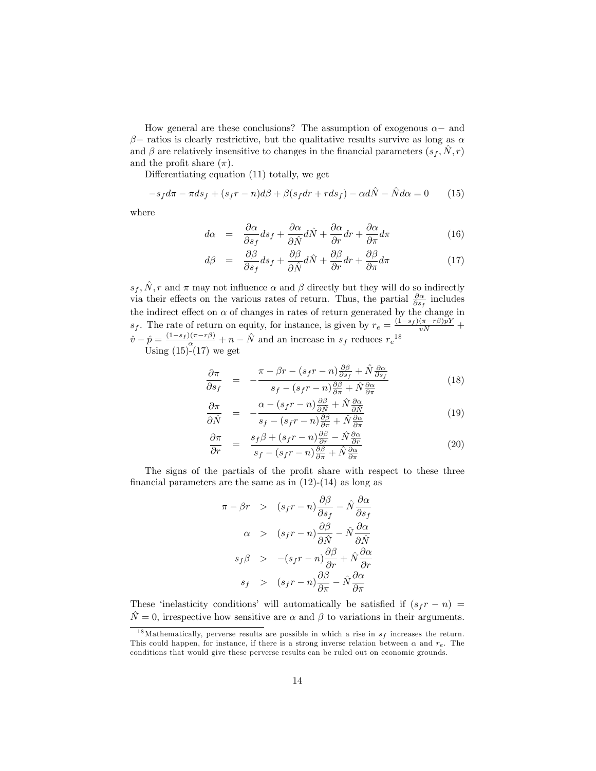How general are these conclusions? The assumption of exogenous $\alpha-$ and $\beta-$ ratios is clearly restrictive, but the qualitative results survive as long as $\alpha$ and $\beta$ are relatively insensitive to changes in the financial parameters $(s_f, \hat{N}, r)$ and the profit share $(\pi)$.

Differentiating equation (11) totally, we get

$$-s_f d\pi - \pi ds_f + (s_f r - n)d\beta + \beta(s_f dr + r ds_f) - \alpha d\hat{N} - \hat{N} d\alpha = 0 \qquad (15)$$

where

$$d\alpha = \frac{\partial \alpha}{\partial s_f} ds_f + \frac{\partial \alpha}{\partial \hat{N}} d\hat{N} + \frac{\partial \alpha}{\partial r} dr + \frac{\partial \alpha}{\partial \pi} d\pi \qquad (16)$$

$$d\beta = \frac{\partial \beta}{\partial s_f} ds_f + \frac{\partial \beta}{\partial \hat{N}} d\hat{N} + \frac{\partial \beta}{\partial r} dr + \frac{\partial \beta}{\partial \pi} d\pi \qquad (17)$$

$s_f, \hat{N}, r$ and $\pi$ may not influence $\alpha$ and $\beta$ directly but they will do so indirectly via their effects on the various rates of return. Thus, the partial $\frac{\partial \alpha}{\partial s_f}$ includes the indirect effect on $\alpha$ of changes in rates of return generated by the change in $s_f$. The rate of return on equity, for instance, is given by $r_e = \frac{(1-s_f)(\pi - r\beta)pY}{vN} + \hat{v} - \hat{p} = \frac{(1-s_f)(\pi - r\beta)}{\alpha} + n - \hat{N}$ and an increase in $s_f$ reduces $r_e$[18]

Using (15)-(17) we get

$$\frac{\partial \pi}{\partial s_f} = -\frac{\pi - \beta r - (s_f r - n)\frac{\partial \beta}{\partial s_f} + \hat{N}\frac{\partial \alpha}{\partial s_f}}{s_f - (s_f r - n)\frac{\partial \beta}{\partial \pi} + \hat{N}\frac{\partial \alpha}{\partial \pi}} \qquad (18)$$

$$\frac{\partial \pi}{\partial \hat{N}} = -\frac{\alpha - (s_f r - n)\frac{\partial \beta}{\partial \hat{N}} + \hat{N}\frac{\partial \alpha}{\partial \hat{N}}}{s_f - (s_f r - n)\frac{\partial \beta}{\partial \pi} + \hat{N}\frac{\partial \alpha}{\partial \pi}} \qquad (19)$$

$$\frac{\partial \pi}{\partial r} = \frac{s_f \beta + (s_f r - n)\frac{\partial \beta}{\partial r} - \hat{N}\frac{\partial \alpha}{\partial r}}{s_f - (s_f r - n)\frac{\partial \beta}{\partial \pi} + \hat{N}\frac{\partial \alpha}{\partial \pi}} \qquad (20)$$

The signs of the partials of the profit share with respect to these three financial parameters are the same as in (12)-(14) as long as

$$\pi - \beta r > (s_f r - n)\frac{\partial \beta}{\partial s_f} - \hat{N}\frac{\partial \alpha}{\partial s_f}$$

$$\alpha > (s_f r - n)\frac{\partial \beta}{\partial \hat{N}} - \hat{N}\frac{\partial \alpha}{\partial \hat{N}}$$

$$s_f \beta > -(s_f r - n)\frac{\partial \beta}{\partial r} + \hat{N}\frac{\partial \alpha}{\partial r}$$

$$s_f > (s_f r - n)\frac{\partial \beta}{\partial \pi} - \hat{N}\frac{\partial \alpha}{\partial \pi}$$

These 'inelasticity conditions' will automatically be satisfied if $(s_f r - n) = \hat{N} = 0$, irrespective how sensitive are $\alpha$ and $\beta$ to variations in their arguments.

[18] Mathematically, perverse results are possible in which a rise in $s_f$ increases the return. This could happen, for instance, if there is a strong inverse relation between $\alpha$ and $r_e$. The conditions that would give these perverse results can be ruled out on economic grounds.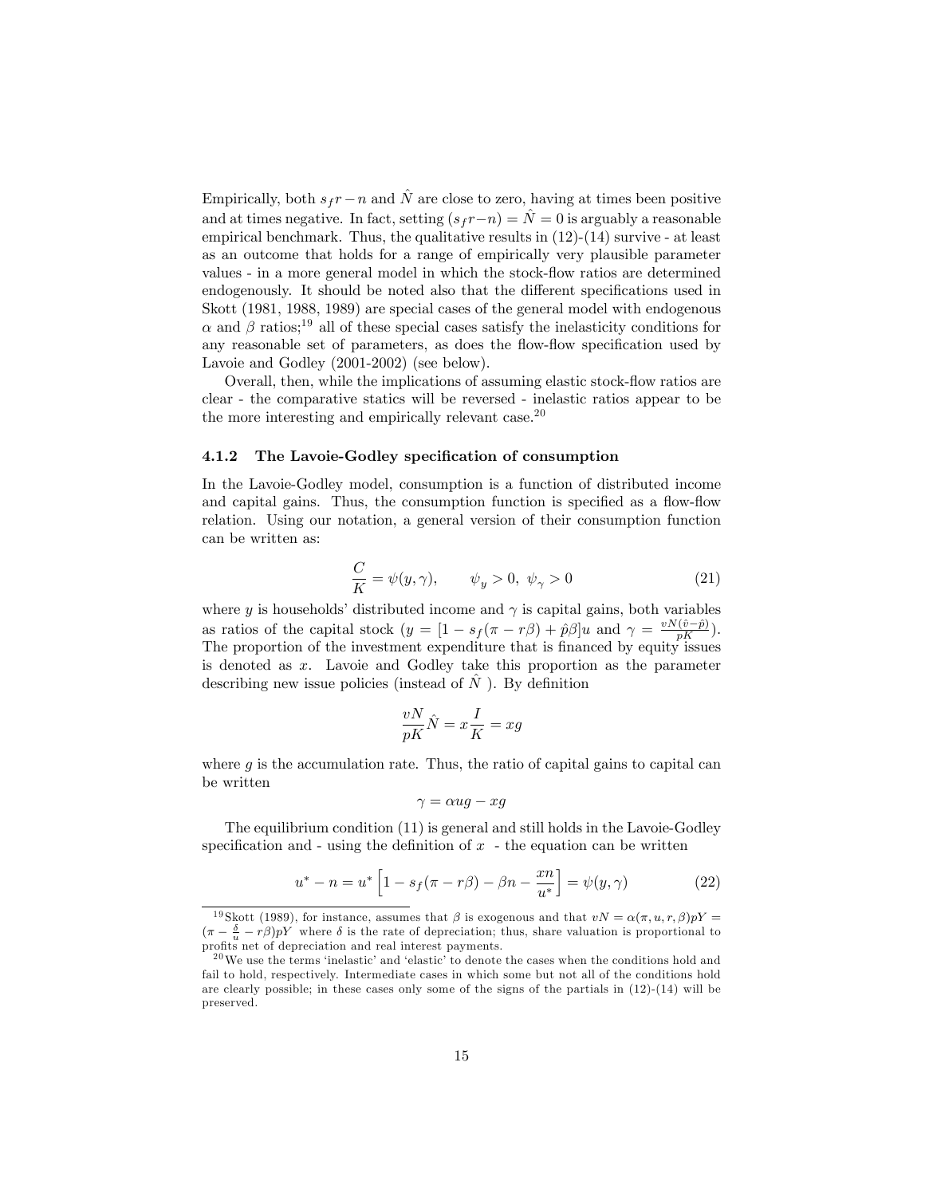Empirically, both $s_f r - n$ and $\hat{N}$ are close to zero, having at times been positive and at times negative. In fact, setting $(s_f r - n) = \hat{N} = 0$ is arguably a reasonable empirical benchmark. Thus, the qualitative results in (12)-(14) survive - at least as an outcome that holds for a range of empirically very plausible parameter values - in a more general model in which the stock-flow ratios are determined endogenously. It should be noted also that the different specifications used in Skott (1981, 1988, 1989) are special cases of the general model with endogenous $\alpha$ and $\beta$ ratios;[19] all of these special cases satisfy the inelasticity conditions for any reasonable set of parameters, as does the flow-flow specification used by Lavoie and Godley (2001-2002) (see below).

Overall, then, while the implications of assuming elastic stock-flow ratios are clear - the comparative statics will be reversed - inelastic ratios appear to be the more interesting and empirically relevant case.[20]

#### 4.1.2 The Lavoie-Godley specification of consumption

In the Lavoie-Godley model, consumption is a function of distributed income and capital gains. Thus, the consumption function is specified as a flow-flow relation. Using our notation, a general version of their consumption function can be written as:

$$\frac{C}{K} = \psi(y, \gamma), \qquad \psi_y > 0, \ \psi_\gamma > 0 \tag{21}$$

where $y$ is households' distributed income and $\gamma$ is capital gains, both variables as ratios of the capital stock ($y = [1 - s_f(\pi - r\beta) + \hat{p}\beta]u$ and $\gamma = \frac{vN(\hat{v} - \hat{p})}{pK}$). The proportion of the investment expenditure that is financed by equity issues is denoted as $x$. Lavoie and Godley take this proportion as the parameter describing new issue policies (instead of $\hat{N}$ ). By definition

$$\frac{vN}{pK}\hat{N} = x\frac{I}{K} = xg$$

where $g$ is the accumulation rate. Thus, the ratio of capital gains to capital can be written

$$\gamma = \alpha u g - xg$$

The equilibrium condition (11) is general and still holds in the Lavoie-Godley specification and - using the definition of $x$ - the equation can be written

$$u^* - n = u^*\left[1 - s_f(\pi - r\beta) - \beta n - \frac{xn}{u^*}\right] = \psi(y, \gamma) \tag{22}$$

[19] Skott (1989), for instance, assumes that $\beta$ is exogenous and that $vN = \alpha(\pi, u, r, \beta)pY = (\pi - \frac{\delta}{u} - r\beta)pY$ where $\delta$ is the rate of depreciation; thus, share valuation is proportional to profits net of depreciation and real interest payments.

[20] We use the terms 'inelastic' and 'elastic' to denote the cases when the conditions hold and fail to hold, respectively. Intermediate cases in which some but not all of the conditions hold are clearly possible; in these cases only some of the signs of the partials in (12)-(14) will be preserved.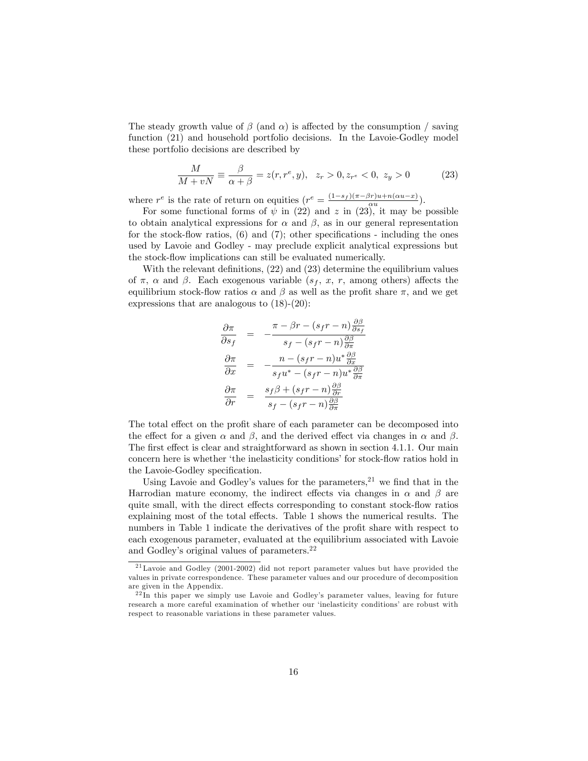The steady growth value of $\beta$ (and $\alpha$) is affected by the consumption / saving function (21) and household portfolio decisions. In the Lavoie-Godley model these portfolio decisions are described by

$$\frac{M}{M+vN} \equiv \frac{\beta}{\alpha+\beta} = z(r, r^e, y), \quad z_r > 0, z_{r^e} < 0, \; z_y > 0 \tag{23}$$

where $r^e$ is the rate of return on equities ($r^e = \frac{(1-s_f)(\pi-\beta r)u + n(\alpha u - x)}{\alpha u}$).

For some functional forms of $\psi$ in (22) and $z$ in (23), it may be possible to obtain analytical expressions for $\alpha$ and $\beta$, as in our general representation for the stock-flow ratios, (6) and (7); other specifications - including the ones used by Lavoie and Godley - may preclude explicit analytical expressions but the stock-flow implications can still be evaluated numerically.

With the relevant definitions, (22) and (23) determine the equilibrium values of $\pi$, $\alpha$ and $\beta$. Each exogenous variable ($s_f$, $x$, $r$, among others) affects the equilibrium stock-flow ratios $\alpha$ and $\beta$ as well as the profit share $\pi$, and we get expressions that are analogous to (18)-(20):

$$\begin{aligned}
\frac{\partial \pi}{\partial s_f} &= -\frac{\pi - \beta r - (s_f r - n)\frac{\partial \beta}{\partial s_f}}{s_f - (s_f r - n)\frac{\partial \beta}{\partial \pi}} \\
\frac{\partial \pi}{\partial x} &= -\frac{n - (s_f r - n)u^* \frac{\partial \beta}{\partial x}}{s_f u^* - (s_f r - n)u^* \frac{\partial \beta}{\partial \pi}} \\
\frac{\partial \pi}{\partial r} &= \frac{s_f \beta + (s_f r - n)\frac{\partial \beta}{\partial r}}{s_f - (s_f r - n)\frac{\partial \beta}{\partial \pi}}
\end{aligned}$$

The total effect on the profit share of each parameter can be decomposed into the effect for a given $\alpha$ and $\beta$, and the derived effect via changes in $\alpha$ and $\beta$. The first effect is clear and straightforward as shown in section 4.1.1. Our main concern here is whether 'the inelasticity conditions' for stock-flow ratios hold in the Lavoie-Godley specification.

Using Lavoie and Godley's values for the parameters,[21] we find that in the Harrodian mature economy, the indirect effects via changes in $\alpha$ and $\beta$ are quite small, with the direct effects corresponding to constant stock-flow ratios explaining most of the total effects. Table 1 shows the numerical results. The numbers in Table 1 indicate the derivatives of the profit share with respect to each exogenous parameter, evaluated at the equilibrium associated with Lavoie and Godley's original values of parameters.[22]

[21] Lavoie and Godley (2001-2002) did not report parameter values but have provided the values in private correspondence. These parameter values and our procedure of decomposition are given in the Appendix.

[22] In this paper we simply use Lavoie and Godley's parameter values, leaving for future research a more careful examination of whether our 'inelasticity conditions' are robust with respect to reasonable variations in these parameter values.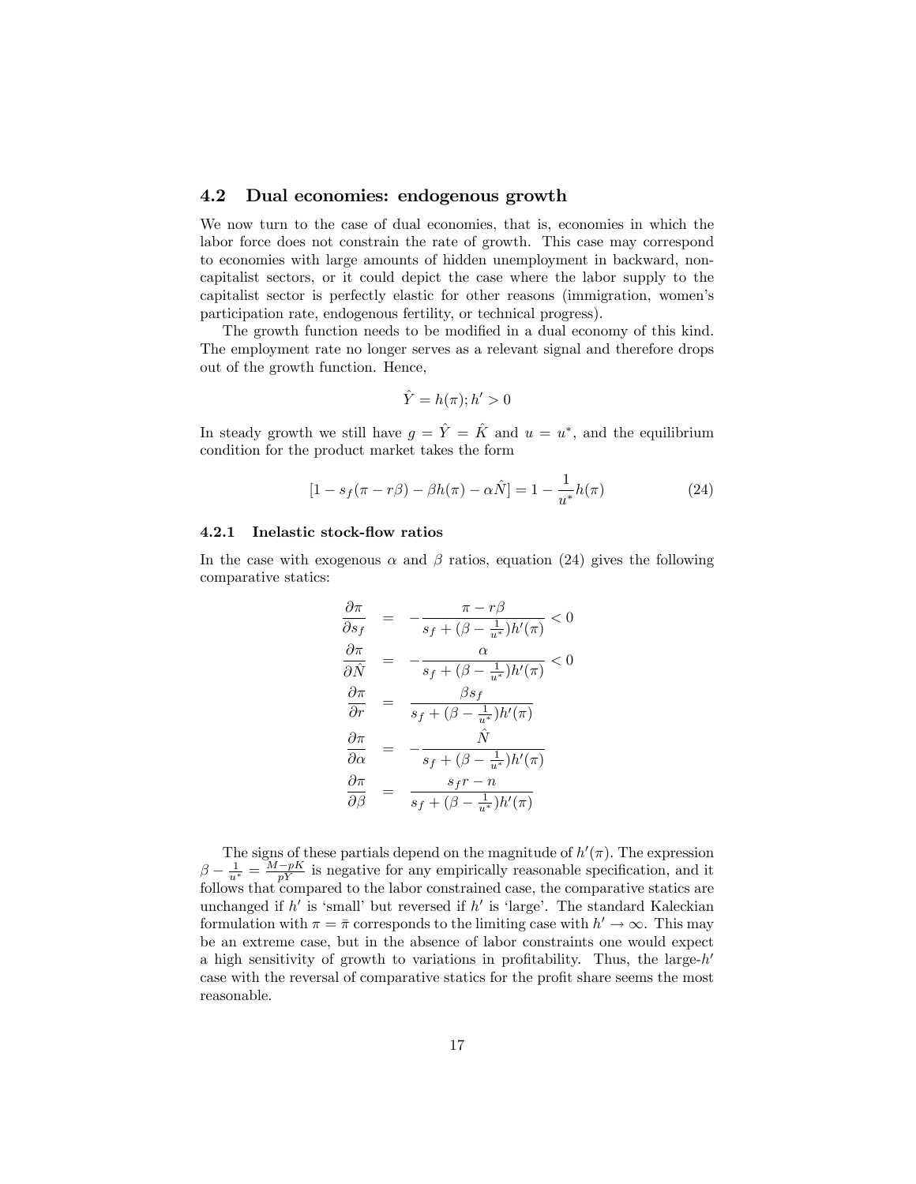## 4.2 Dual economies: endogenous growth

We now turn to the case of dual economies, that is, economies in which the labor force does not constrain the rate of growth. This case may correspond to economies with large amounts of hidden unemployment in backward, non-capitalist sectors, or it could depict the case where the labor supply to the capitalist sector is perfectly elastic for other reasons (immigration, women's participation rate, endogenous fertility, or technical progress).

The growth function needs to be modified in a dual economy of this kind. The employment rate no longer serves as a relevant signal and therefore drops out of the growth function. Hence,

$$\hat{Y} = h(\pi); h' > 0$$

In steady growth we still have $g = \hat{Y} = \hat{K}$ and $u = u^*$, and the equilibrium condition for the product market takes the form

$$[1 - s_f(\pi - r\beta) - \beta h(\pi) - \alpha\hat{N}] = 1 - \frac{1}{u^*}h(\pi) \tag{24}$$

### 4.2.1 Inelastic stock-flow ratios

In the case with exogenous $\alpha$ and $\beta$ ratios, equation (24) gives the following comparative statics:

$$
\begin{aligned}
\frac{\partial \pi}{\partial s_f} &= -\frac{\pi - r\beta}{s_f + (\beta - \frac{1}{u^*})h'(\pi)} < 0 \\
\frac{\partial \pi}{\partial \hat{N}} &= -\frac{\alpha}{s_f + (\beta - \frac{1}{u^*})h'(\pi)} < 0 \\
\frac{\partial \pi}{\partial r} &= \frac{\beta s_f}{s_f + (\beta - \frac{1}{u^*})h'(\pi)} \\
\frac{\partial \pi}{\partial \alpha} &= -\frac{\hat{N}}{s_f + (\beta - \frac{1}{u^*})h'(\pi)} \\
\frac{\partial \pi}{\partial \beta} &= \frac{s_f r - n}{s_f + (\beta - \frac{1}{u^*})h'(\pi)}
\end{aligned}
$$

The signs of these partials depend on the magnitude of $h'(\pi)$. The expression $\beta - \frac{1}{u^*} = \frac{M - pK}{pY}$ is negative for any empirically reasonable specification, and it follows that compared to the labor constrained case, the comparative statics are unchanged if $h'$ is 'small' but reversed if $h'$ is 'large'. The standard Kaleckian formulation with $\pi = \bar{\pi}$ corresponds to the limiting case with $h' \to \infty$. This may be an extreme case, but in the absence of labor constraints one would expect a high sensitivity of growth to variations in profitability. Thus, the large-$h'$ case with the reversal of comparative statics for the profit share seems the most reasonable.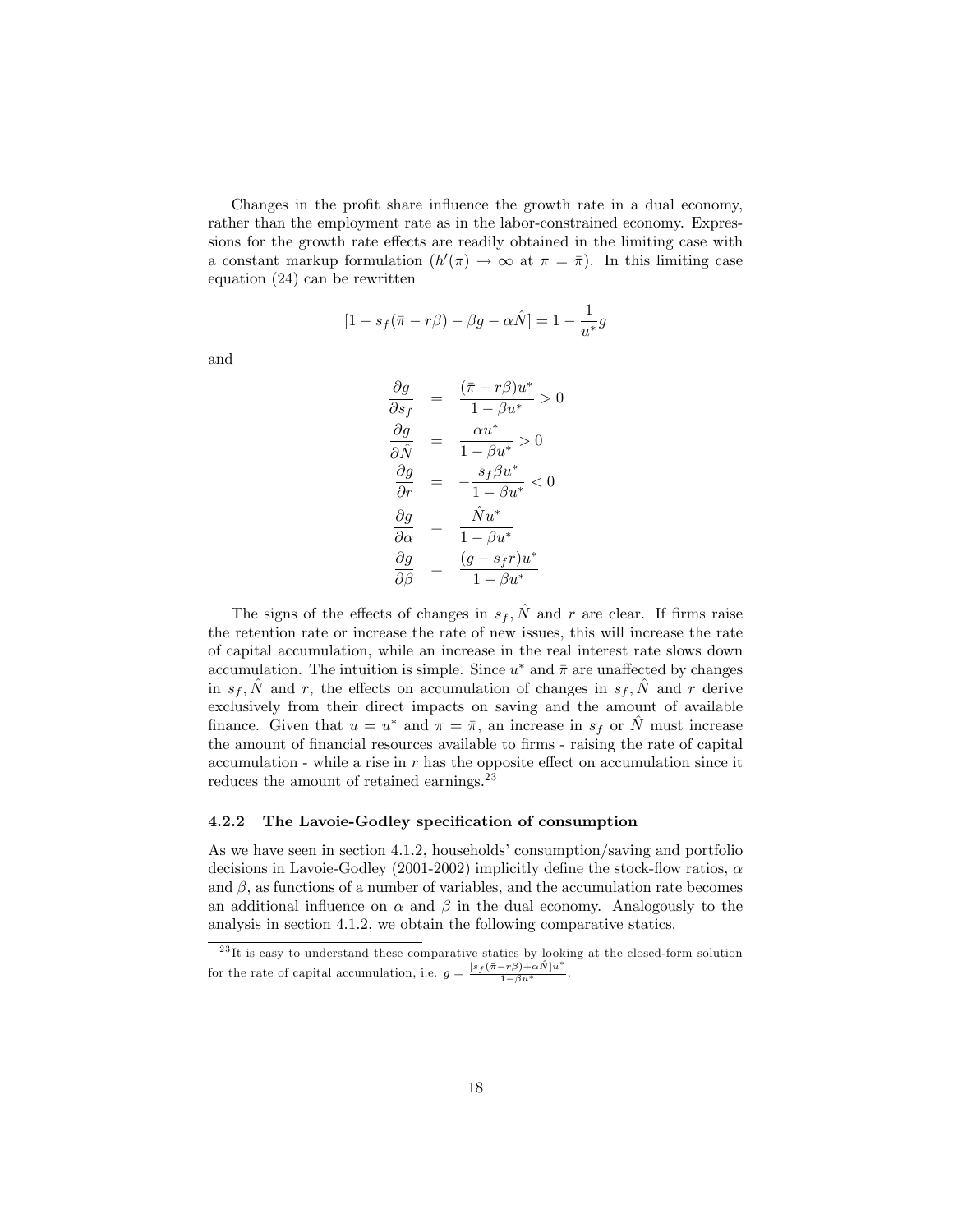Changes in the profit share influence the growth rate in a dual economy, rather than the employment rate as in the labor-constrained economy. Expressions for the growth rate effects are readily obtained in the limiting case with a constant markup formulation ($h'(\pi) \to \infty$ at $\pi = \bar{\pi}$). In this limiting case equation (24) can be rewritten

$$[1 - s_f(\bar{\pi} - r\beta) - \beta g - \alpha \hat{N}] = 1 - \frac{1}{u^*} g$$

and

$$\begin{aligned}
\frac{\partial g}{\partial s_f} &= \frac{(\bar{\pi} - r\beta)u^*}{1 - \beta u^*} > 0 \\
\frac{\partial g}{\partial \hat{N}} &= \frac{\alpha u^*}{1 - \beta u^*} > 0 \\
\frac{\partial g}{\partial r} &= -\frac{s_f \beta u^*}{1 - \beta u^*} < 0 \\
\frac{\partial g}{\partial \alpha} &= \frac{\hat{N} u^*}{1 - \beta u^*} \\
\frac{\partial g}{\partial \beta} &= \frac{(g - s_f r)u^*}{1 - \beta u^*}
\end{aligned}$$

The signs of the effects of changes in $s_f, \hat{N}$ and $r$ are clear. If firms raise the retention rate or increase the rate of new issues, this will increase the rate of capital accumulation, while an increase in the real interest rate slows down accumulation. The intuition is simple. Since $u^*$ and $\bar{\pi}$ are unaffected by changes in $s_f, \hat{N}$ and $r$, the effects on accumulation of changes in $s_f, \hat{N}$ and $r$ derive exclusively from their direct impacts on saving and the amount of available finance. Given that $u = u^*$ and $\pi = \bar{\pi}$, an increase in $s_f$ or $\hat{N}$ must increase the amount of financial resources available to firms - raising the rate of capital accumulation - while a rise in $r$ has the opposite effect on accumulation since it reduces the amount of retained earnings.[23]

#### 4.2.2 The Lavoie-Godley specification of consumption

As we have seen in section 4.1.2, households' consumption/saving and portfolio decisions in Lavoie-Godley (2001-2002) implicitly define the stock-flow ratios, $\alpha$ and $\beta$, as functions of a number of variables, and the accumulation rate becomes an additional influence on $\alpha$ and $\beta$ in the dual economy. Analogously to the analysis in section 4.1.2, we obtain the following comparative statics.

[23] It is easy to understand these comparative statics by looking at the closed-form solution for the rate of capital accumulation, i.e. $g = \frac{[s_f(\bar{\pi} - r\beta) + \alpha \hat{N}]u^*}{1 - \beta u^*}$.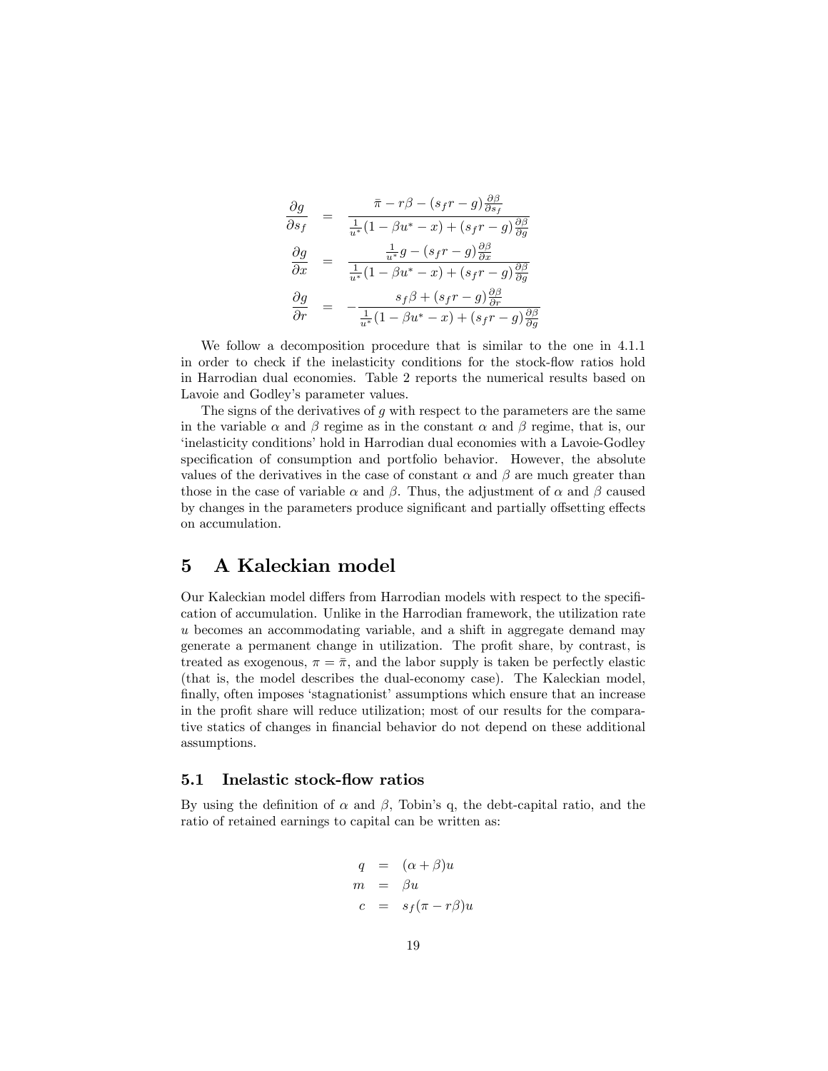$$
\begin{aligned}
\frac{\partial g}{\partial s_f} &= \frac{\bar{\pi} - r\beta - (s_f r - g)\frac{\partial \beta}{\partial s_f}}{\frac{1}{u^*}(1 - \beta u^* - x) + (s_f r - g)\frac{\partial \beta}{\partial g}} \\
\frac{\partial g}{\partial x} &= \frac{\frac{1}{u^*} g - (s_f r - g)\frac{\partial \beta}{\partial x}}{\frac{1}{u^*}(1 - \beta u^* - x) + (s_f r - g)\frac{\partial \beta}{\partial g}} \\
\frac{\partial g}{\partial r} &= -\frac{s_f \beta + (s_f r - g)\frac{\partial \beta}{\partial r}}{\frac{1}{u^*}(1 - \beta u^* - x) + (s_f r - g)\frac{\partial \beta}{\partial g}}
\end{aligned}
$$

We follow a decomposition procedure that is similar to the one in 4.1.1 in order to check if the inelasticity conditions for the stock-flow ratios hold in Harrodian dual economies. Table 2 reports the numerical results based on Lavoie and Godley's parameter values.

The signs of the derivatives of $g$ with respect to the parameters are the same in the variable $\alpha$ and $\beta$ regime as in the constant $\alpha$ and $\beta$ regime, that is, our 'inelasticity conditions' hold in Harrodian dual economies with a Lavoie-Godley specification of consumption and portfolio behavior. However, the absolute values of the derivatives in the case of constant $\alpha$ and $\beta$ are much greater than those in the case of variable $\alpha$ and $\beta$. Thus, the adjustment of $\alpha$ and $\beta$ caused by changes in the parameters produce significant and partially offsetting effects on accumulation.

# 5 A Kaleckian model

Our Kaleckian model differs from Harrodian models with respect to the specification of accumulation. Unlike in the Harrodian framework, the utilization rate $u$ becomes an accommodating variable, and a shift in aggregate demand may generate a permanent change in utilization. The profit share, by contrast, is treated as exogenous, $\pi = \bar{\pi}$, and the labor supply is taken be perfectly elastic (that is, the model describes the dual-economy case). The Kaleckian model, finally, often imposes 'stagnationist' assumptions which ensure that an increase in the profit share will reduce utilization; most of our results for the comparative statics of changes in financial behavior do not depend on these additional assumptions.

## 5.1 Inelastic stock-flow ratios

By using the definition of $\alpha$ and $\beta$, Tobin's q, the debt-capital ratio, and the ratio of retained earnings to capital can be written as:

$$
\begin{aligned}
q &= (\alpha + \beta)u \\
m &= \beta u \\
c &= s_f(\pi - r\beta)u
\end{aligned}
$$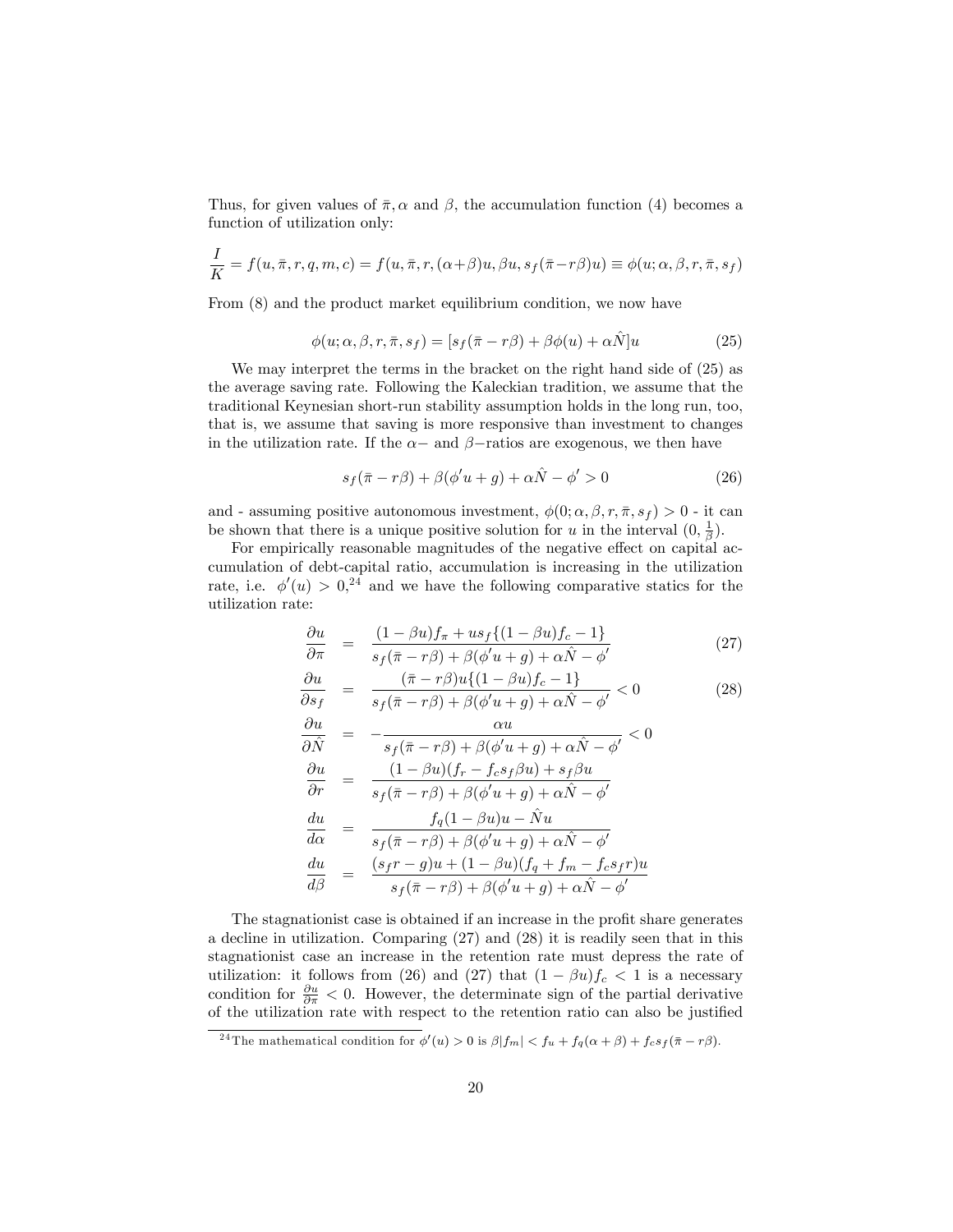Thus, for given values of $\bar{\pi}, \alpha$ and $\beta$, the accumulation function (4) becomes a function of utilization only:

$$\frac{I}{K} = f(u, \bar{\pi}, r, q, m, c) = f(u, \bar{\pi}, r, (\alpha+\beta)u, \beta u, s_f(\bar{\pi}-r\beta)u) \equiv \phi(u; \alpha, \beta, r, \bar{\pi}, s_f)$$

From (8) and the product market equilibrium condition, we now have

$$\phi(u; \alpha, \beta, r, \bar{\pi}, s_f) = [s_f(\bar{\pi} - r\beta) + \beta\phi(u) + \alpha\hat{N}]u \tag{25}$$

We may interpret the terms in the bracket on the right hand side of (25) as the average saving rate. Following the Kaleckian tradition, we assume that the traditional Keynesian short-run stability assumption holds in the long run, too, that is, we assume that saving is more responsive than investment to changes in the utilization rate. If the $\alpha-$ and $\beta-$ratios are exogenous, we then have

$$s_f(\bar{\pi} - r\beta) + \beta(\phi' u + g) + \alpha\hat{N} - \phi' > 0 \tag{26}$$

and - assuming positive autonomous investment, $\phi(0; \alpha, \beta, r, \bar{\pi}, s_f) > 0$ - it can be shown that there is a unique positive solution for $u$ in the interval $(0, \frac{1}{\beta})$.

For empirically reasonable magnitudes of the negative effect on capital accumulation of debt-capital ratio, accumulation is increasing in the utilization rate, i.e. $\phi'(u) > 0$,[24] and we have the following comparative statics for the utilization rate:

$$\frac{\partial u}{\partial \pi} = \frac{(1-\beta u)f_\pi + us_f\{(1-\beta u)f_c - 1\}}{s_f(\bar{\pi} - r\beta) + \beta(\phi' u + g) + \alpha\hat{N} - \phi'} \tag{27}$$

$$\frac{\partial u}{\partial s_f} = \frac{(\bar{\pi} - r\beta)u\{(1-\beta u)f_c - 1\}}{s_f(\bar{\pi} - r\beta) + \beta(\phi' u + g) + \alpha\hat{N} - \phi'} < 0 \tag{28}$$

$$\frac{\partial u}{\partial \hat{N}} = -\frac{\alpha u}{s_f(\bar{\pi} - r\beta) + \beta(\phi' u + g) + \alpha\hat{N} - \phi'} < 0$$

$$\frac{\partial u}{\partial r} = \frac{(1-\beta u)(f_r - f_c s_f \beta u) + s_f \beta u}{s_f(\bar{\pi} - r\beta) + \beta(\phi' u + g) + \alpha\hat{N} - \phi'}$$

$$\frac{du}{d\alpha} = \frac{f_q(1-\beta u)u - \hat{N}u}{s_f(\bar{\pi} - r\beta) + \beta(\phi' u + g) + \alpha\hat{N} - \phi'}$$

$$\frac{du}{d\beta} = \frac{(s_f r - g)u + (1-\beta u)(f_q + f_m - f_c s_f r)u}{s_f(\bar{\pi} - r\beta) + \beta(\phi' u + g) + \alpha\hat{N} - \phi'}$$

The stagnationist case is obtained if an increase in the profit share generates a decline in utilization. Comparing (27) and (28) it is readily seen that in this stagnationist case an increase in the retention rate must depress the rate of utilization: it follows from (26) and (27) that $(1 - \beta u)f_c < 1$ is a necessary condition for $\frac{\partial u}{\partial \pi} < 0$. However, the determinate sign of the partial derivative of the utilization rate with respect to the retention ratio can also be justified

[24] The mathematical condition for $\phi'(u) > 0$ is $\beta|f_m| < f_u + f_q(\alpha + \beta) + f_c s_f(\bar{\pi} - r\beta)$.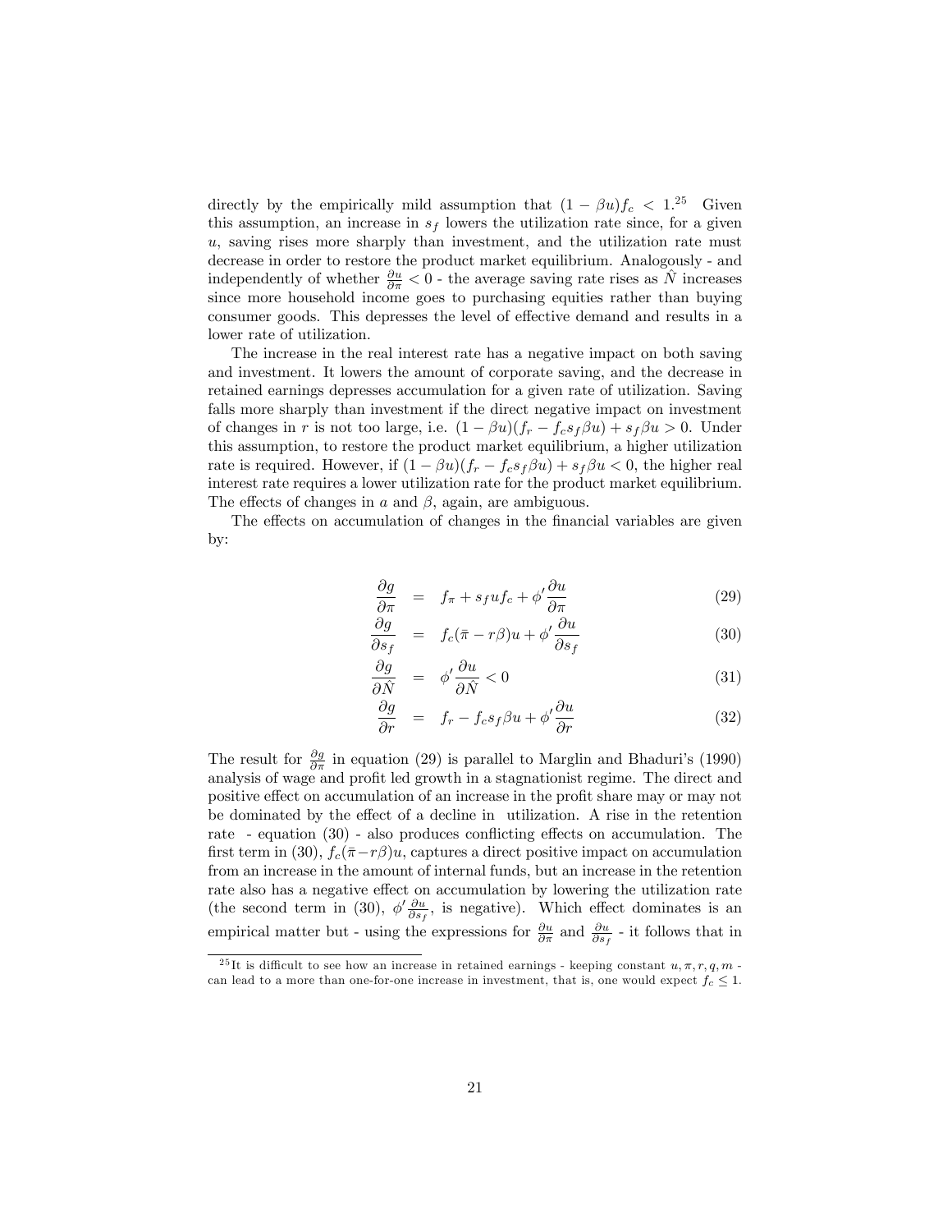directly by the empirically mild assumption that $(1 - \beta u)f_c < 1$.[25] Given this assumption, an increase in $s_f$ lowers the utilization rate since, for a given $u$, saving rises more sharply than investment, and the utilization rate must decrease in order to restore the product market equilibrium. Analogously - and independently of whether $\frac{\partial u}{\partial \pi} < 0$ - the average saving rate rises as $\hat{N}$ increases since more household income goes to purchasing equities rather than buying consumer goods. This depresses the level of effective demand and results in a lower rate of utilization.

The increase in the real interest rate has a negative impact on both saving and investment. It lowers the amount of corporate saving, and the decrease in retained earnings depresses accumulation for a given rate of utilization. Saving falls more sharply than investment if the direct negative impact on investment of changes in $r$ is not too large, i.e. $(1 - \beta u)(f_r - f_c s_f \beta u) + s_f \beta u > 0$. Under this assumption, to restore the product market equilibrium, a higher utilization rate is required. However, if $(1 - \beta u)(f_r - f_c s_f \beta u) + s_f \beta u < 0$, the higher real interest rate requires a lower utilization rate for the product market equilibrium. The effects of changes in $a$ and $\beta$, again, are ambiguous.

The effects on accumulation of changes in the financial variables are given by:

$$\frac{\partial g}{\partial \pi} = f_\pi + s_f u f_c + \phi' \frac{\partial u}{\partial \pi} \tag{29}$$

$$\frac{\partial g}{\partial s_f} = f_c(\bar{\pi} - r\beta)u + \phi' \frac{\partial u}{\partial s_f} \tag{30}$$

$$\frac{\partial g}{\partial \hat{N}} = \phi' \frac{\partial u}{\partial \hat{N}} < 0 \tag{31}$$

$$\frac{\partial g}{\partial r} = f_r - f_c s_f \beta u + \phi' \frac{\partial u}{\partial r} \tag{32}$$

The result for $\frac{\partial g}{\partial \pi}$ in equation (29) is parallel to Marglin and Bhaduri's (1990) analysis of wage and profit led growth in a stagnationist regime. The direct and positive effect on accumulation of an increase in the profit share may or may not be dominated by the effect of a decline in utilization. A rise in the retention rate - equation (30) - also produces conflicting effects on accumulation. The first term in (30), $f_c(\bar{\pi} - r\beta)u$, captures a direct positive impact on accumulation from an increase in the amount of internal funds, but an increase in the retention rate also has a negative effect on accumulation by lowering the utilization rate (the second term in (30), $\phi' \frac{\partial u}{\partial s_f}$, is negative). Which effect dominates is an empirical matter but - using the expressions for $\frac{\partial u}{\partial \pi}$ and $\frac{\partial u}{\partial s_f}$ - it follows that in

[25] It is difficult to see how an increase in retained earnings - keeping constant $u, \pi, r, q, m$ - can lead to a more than one-for-one increase in investment, that is, one would expect $f_c \leq 1$.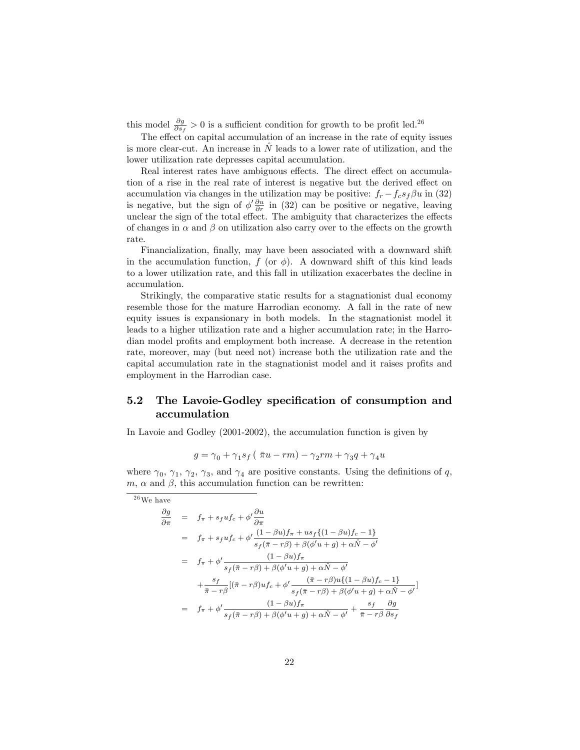this model $\frac{\partial g}{\partial s_f} > 0$ is a sufficient condition for growth to be profit led.[26]

The effect on capital accumulation of an increase in the rate of equity issues is more clear-cut. An increase in $\hat{N}$ leads to a lower rate of utilization, and the lower utilization rate depresses capital accumulation.

Real interest rates have ambiguous effects. The direct effect on accumulation of a rise in the real rate of interest is negative but the derived effect on accumulation via changes in the utilization may be positive: $f_r - f_c s_f \beta u$ in (32) is negative, but the sign of $\phi' \frac{\partial u}{\partial r}$ in (32) can be positive or negative, leaving unclear the sign of the total effect. The ambiguity that characterizes the effects of changes in $\alpha$ and $\beta$ on utilization also carry over to the effects on the growth rate.

Financialization, finally, may have been associated with a downward shift in the accumulation function, $f$ (or $\phi$). A downward shift of this kind leads to a lower utilization rate, and this fall in utilization exacerbates the decline in accumulation.

Strikingly, the comparative static results for a stagnationist dual economy resemble those for the mature Harrodian economy. A fall in the rate of new equity issues is expansionary in both models. In the stagnationist model it leads to a higher utilization rate and a higher accumulation rate; in the Harrodian model profits and employment both increase. A decrease in the retention rate, moreover, may (but need not) increase both the utilization rate and the capital accumulation rate in the stagnationist model and it raises profits and employment in the Harrodian case.

## 5.2 The Lavoie-Godley specification of consumption and accumulation

In Lavoie and Godley (2001-2002), the accumulation function is given by

$$g = \gamma_0 + \gamma_1 s_f \left( \bar{\pi} u - rm \right) - \gamma_2 rm + \gamma_3 q + \gamma_4 u$$

where $\gamma_0$, $\gamma_1$, $\gamma_2$, $\gamma_3$, and $\gamma_4$ are positive constants. Using the definitions of $q$, $m$, $\alpha$ and $\beta$, this accumulation function can be rewritten:

---

[26] We have

$$\begin{aligned}
\frac{\partial g}{\partial \pi} &= f_\pi + s_f u f_c + \phi' \frac{\partial u}{\partial \pi} \\
&= f_\pi + s_f u f_c + \phi' \frac{(1-\beta u) f_\pi + u s_f \{(1-\beta u) f_c - 1\}}{s_f(\bar{\pi} - r\beta) + \beta(\phi' u + g) + \alpha \hat{N} - \phi'} \\
&= f_\pi + \phi' \frac{(1-\beta u) f_\pi}{s_f(\bar{\pi} - r\beta) + \beta(\phi' u + g) + \alpha \hat{N} - \phi'} \\
&\quad + \frac{s_f}{\bar{\pi} - r\beta} [(\bar{\pi} - r\beta) u f_c + \phi' \frac{(\bar{\pi} - r\beta) u \{(1-\beta u) f_c - 1\}}{s_f(\bar{\pi} - r\beta) + \beta(\phi' u + g) + \alpha \hat{N} - \phi'}] \\
&= f_\pi + \phi' \frac{(1-\beta u) f_\pi}{s_f(\bar{\pi} - r\beta) + \beta(\phi' u + g) + \alpha \hat{N} - \phi'} + \frac{s_f}{\bar{\pi} - r\beta} \frac{\partial g}{\partial s_f}
\end{aligned}$$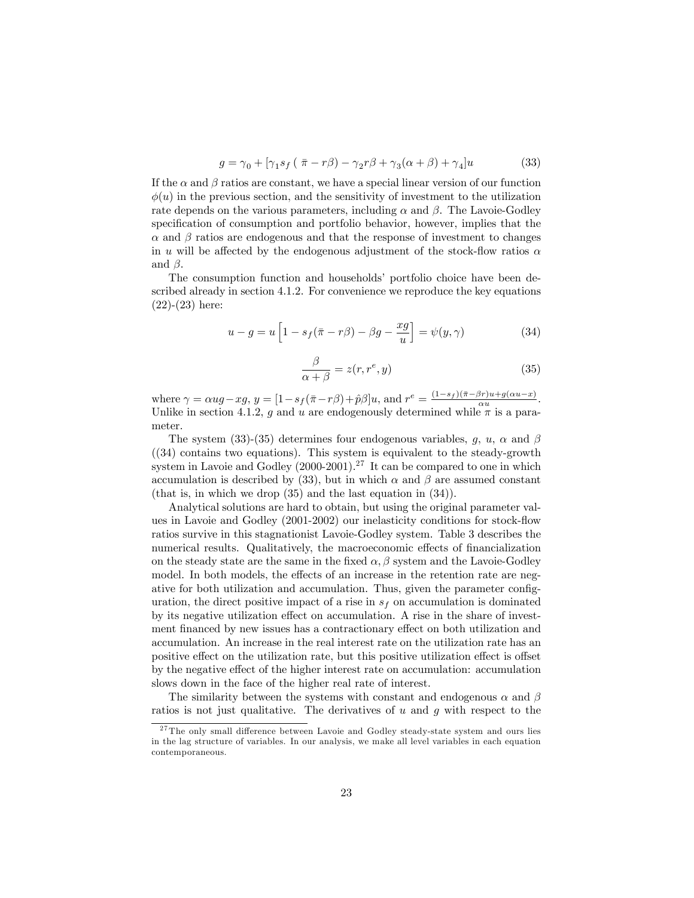$$g = \gamma_0 + [\gamma_1 s_f\,(\ \bar{\pi} - r\beta) - \gamma_2 r\beta + \gamma_3(\alpha+\beta) + \gamma_4]u \tag{33}$$

If the $\alpha$ and $\beta$ ratios are constant, we have a special linear version of our function $\phi(u)$ in the previous section, and the sensitivity of investment to the utilization rate depends on the various parameters, including $\alpha$ and $\beta$. The Lavoie-Godley specification of consumption and portfolio behavior, however, implies that the $\alpha$ and $\beta$ ratios are endogenous and that the response of investment to changes in $u$ will be affected by the endogenous adjustment of the stock-flow ratios $\alpha$ and $\beta$.

The consumption function and households' portfolio choice have been described already in section 4.1.2. For convenience we reproduce the key equations (22)-(23) here:

$$u - g = u\left[1 - s_f(\bar{\pi} - r\beta) - \beta g - \frac{xg}{u}\right] = \psi(y, \gamma) \tag{34}$$

$$\frac{\beta}{\alpha+\beta} = z(r, r^e, y) \tag{35}$$

where $\gamma = \alpha u g - x g$, $y = [1 - s_f(\bar{\pi} - r\beta) + \hat{p}\beta]u$, and $r^e = \frac{(1-s_f)(\bar{\pi}-\beta r)u + g(\alpha u - x)}{\alpha u}$. Unlike in section 4.1.2, $g$ and $u$ are endogenously determined while $\pi$ is a parameter.

The system (33)-(35) determines four endogenous variables, $g$, $u$, $\alpha$ and $\beta$ ((34) contains two equations). This system is equivalent to the steady-growth system in Lavoie and Godley (2000-2001).[27] It can be compared to one in which accumulation is described by (33), but in which $\alpha$ and $\beta$ are assumed constant (that is, in which we drop (35) and the last equation in (34)).

Analytical solutions are hard to obtain, but using the original parameter values in Lavoie and Godley (2001-2002) our inelasticity conditions for stock-flow ratios survive in this stagnationist Lavoie-Godley system. Table 3 describes the numerical results. Qualitatively, the macroeconomic effects of financialization on the steady state are the same in the fixed $\alpha, \beta$ system and the Lavoie-Godley model. In both models, the effects of an increase in the retention rate are negative for both utilization and accumulation. Thus, given the parameter configuration, the direct positive impact of a rise in $s_f$ on accumulation is dominated by its negative utilization effect on accumulation. A rise in the share of investment financed by new issues has a contractionary effect on both utilization and accumulation. An increase in the real interest rate on the utilization rate has an positive effect on the utilization rate, but this positive utilization effect is offset by the negative effect of the higher interest rate on accumulation: accumulation slows down in the face of the higher real rate of interest.

The similarity between the systems with constant and endogenous $\alpha$ and $\beta$ ratios is not just qualitative. The derivatives of $u$ and $g$ with respect to the

[27] The only small difference between Lavoie and Godley steady-state system and ours lies in the lag structure of variables. In our analysis, we make all level variables in each equation contemporaneous.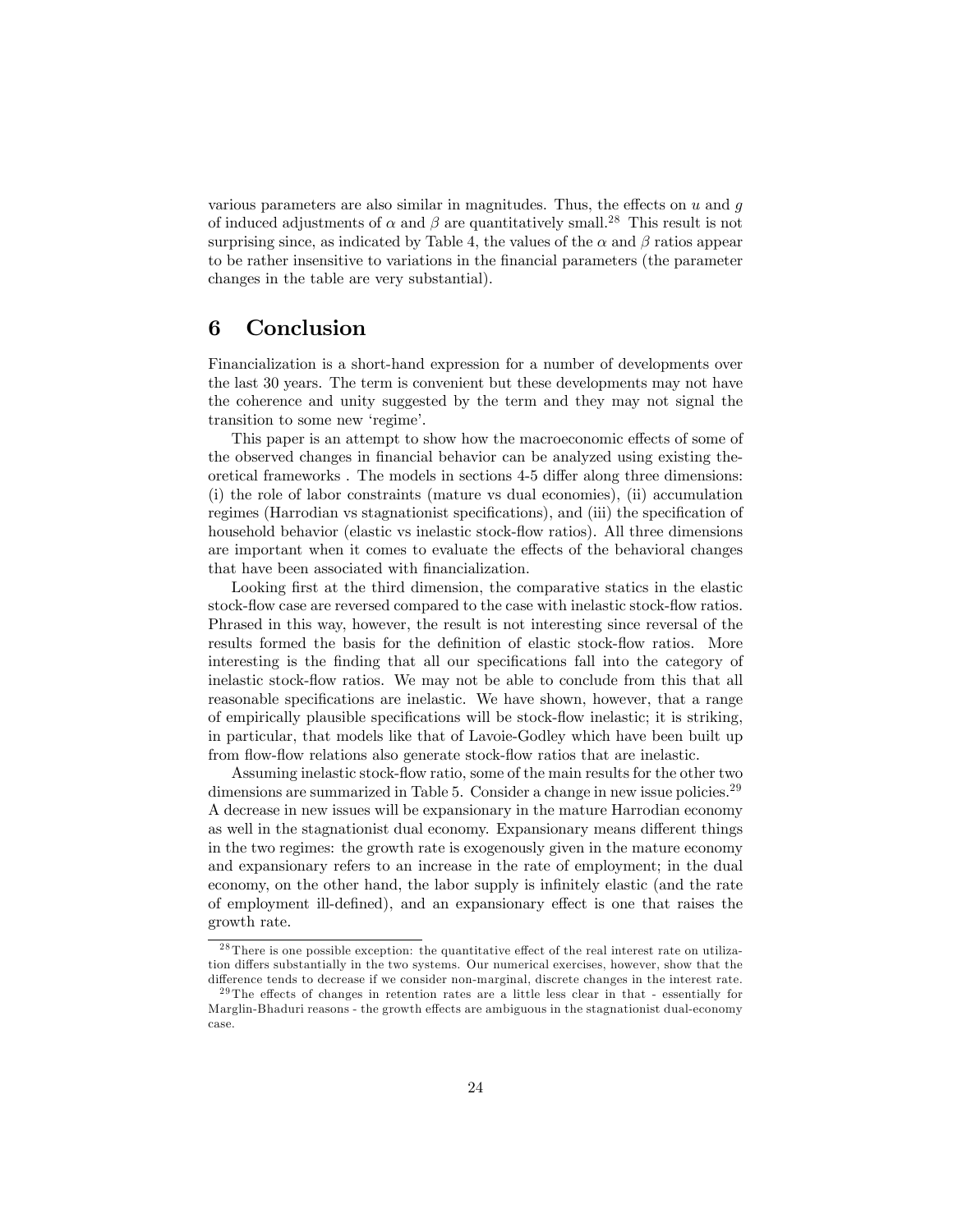various parameters are also similar in magnitudes. Thus, the effects on $u$ and $g$ of induced adjustments of $\alpha$ and $\beta$ are quantitatively small.[28] This result is not surprising since, as indicated by Table 4, the values of the $\alpha$ and $\beta$ ratios appear to be rather insensitive to variations in the financial parameters (the parameter changes in the table are very substantial).

## 6 Conclusion

Financialization is a short-hand expression for a number of developments over the last 30 years. The term is convenient but these developments may not have the coherence and unity suggested by the term and they may not signal the transition to some new 'regime'.

This paper is an attempt to show how the macroeconomic effects of some of the observed changes in financial behavior can be analyzed using existing theoretical frameworks . The models in sections 4-5 differ along three dimensions: (i) the role of labor constraints (mature vs dual economies), (ii) accumulation regimes (Harrodian vs stagnationist specifications), and (iii) the specification of household behavior (elastic vs inelastic stock-flow ratios). All three dimensions are important when it comes to evaluate the effects of the behavioral changes that have been associated with financialization.

Looking first at the third dimension, the comparative statics in the elastic stock-flow case are reversed compared to the case with inelastic stock-flow ratios. Phrased in this way, however, the result is not interesting since reversal of the results formed the basis for the definition of elastic stock-flow ratios. More interesting is the finding that all our specifications fall into the category of inelastic stock-flow ratios. We may not be able to conclude from this that all reasonable specifications are inelastic. We have shown, however, that a range of empirically plausible specifications will be stock-flow inelastic; it is striking, in particular, that models like that of Lavoie-Godley which have been built up from flow-flow relations also generate stock-flow ratios that are inelastic.

Assuming inelastic stock-flow ratio, some of the main results for the other two dimensions are summarized in Table 5. Consider a change in new issue policies.[29] A decrease in new issues will be expansionary in the mature Harrodian economy as well in the stagnationist dual economy. Expansionary means different things in the two regimes: the growth rate is exogenously given in the mature economy and expansionary refers to an increase in the rate of employment; in the dual economy, on the other hand, the labor supply is infinitely elastic (and the rate of employment ill-defined), and an expansionary effect is one that raises the growth rate.

[28] There is one possible exception: the quantitative effect of the real interest rate on utilization differs substantially in the two systems. Our numerical exercises, however, show that the difference tends to decrease if we consider non-marginal, discrete changes in the interest rate.

[29] The effects of changes in retention rates are a little less clear in that - essentially for Marglin-Bhaduri reasons - the growth effects are ambiguous in the stagnationist dual-economy case.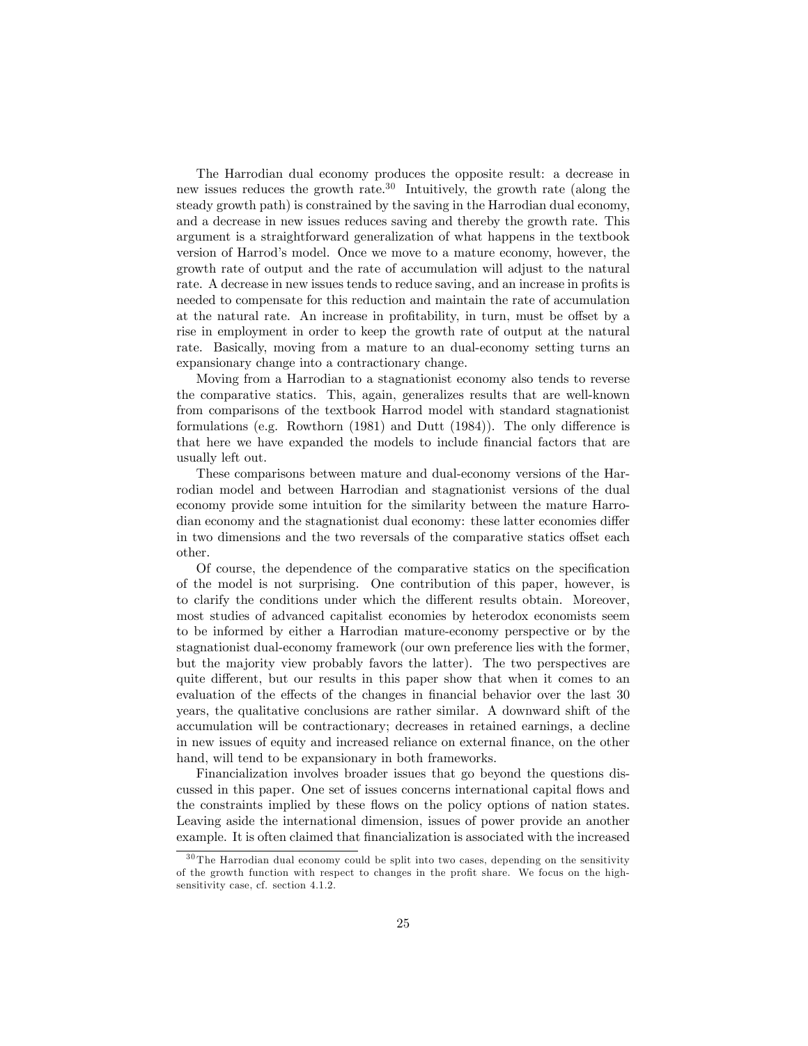The Harrodian dual economy produces the opposite result: a decrease in new issues reduces the growth rate.[30] Intuitively, the growth rate (along the steady growth path) is constrained by the saving in the Harrodian dual economy, and a decrease in new issues reduces saving and thereby the growth rate. This argument is a straightforward generalization of what happens in the textbook version of Harrod's model. Once we move to a mature economy, however, the growth rate of output and the rate of accumulation will adjust to the natural rate. A decrease in new issues tends to reduce saving, and an increase in profits is needed to compensate for this reduction and maintain the rate of accumulation at the natural rate. An increase in profitability, in turn, must be offset by a rise in employment in order to keep the growth rate of output at the natural rate. Basically, moving from a mature to an dual-economy setting turns an expansionary change into a contractionary change.

Moving from a Harrodian to a stagnationist economy also tends to reverse the comparative statics. This, again, generalizes results that are well-known from comparisons of the textbook Harrod model with standard stagnationist formulations (e.g. Rowthorn (1981) and Dutt (1984)). The only difference is that here we have expanded the models to include financial factors that are usually left out.

These comparisons between mature and dual-economy versions of the Harrodian model and between Harrodian and stagnationist versions of the dual economy provide some intuition for the similarity between the mature Harrodian economy and the stagnationist dual economy: these latter economies differ in two dimensions and the two reversals of the comparative statics offset each other.

Of course, the dependence of the comparative statics on the specification of the model is not surprising. One contribution of this paper, however, is to clarify the conditions under which the different results obtain. Moreover, most studies of advanced capitalist economies by heterodox economists seem to be informed by either a Harrodian mature-economy perspective or by the stagnationist dual-economy framework (our own preference lies with the former, but the majority view probably favors the latter). The two perspectives are quite different, but our results in this paper show that when it comes to an evaluation of the effects of the changes in financial behavior over the last 30 years, the qualitative conclusions are rather similar. A downward shift of the accumulation will be contractionary; decreases in retained earnings, a decline in new issues of equity and increased reliance on external finance, on the other hand, will tend to be expansionary in both frameworks.

Financialization involves broader issues that go beyond the questions discussed in this paper. One set of issues concerns international capital flows and the constraints implied by these flows on the policy options of nation states. Leaving aside the international dimension, issues of power provide an another example. It is often claimed that financialization is associated with the increased

[30] The Harrodian dual economy could be split into two cases, depending on the sensitivity of the growth function with respect to changes in the profit share. We focus on the high-sensitivity case, cf. section 4.1.2.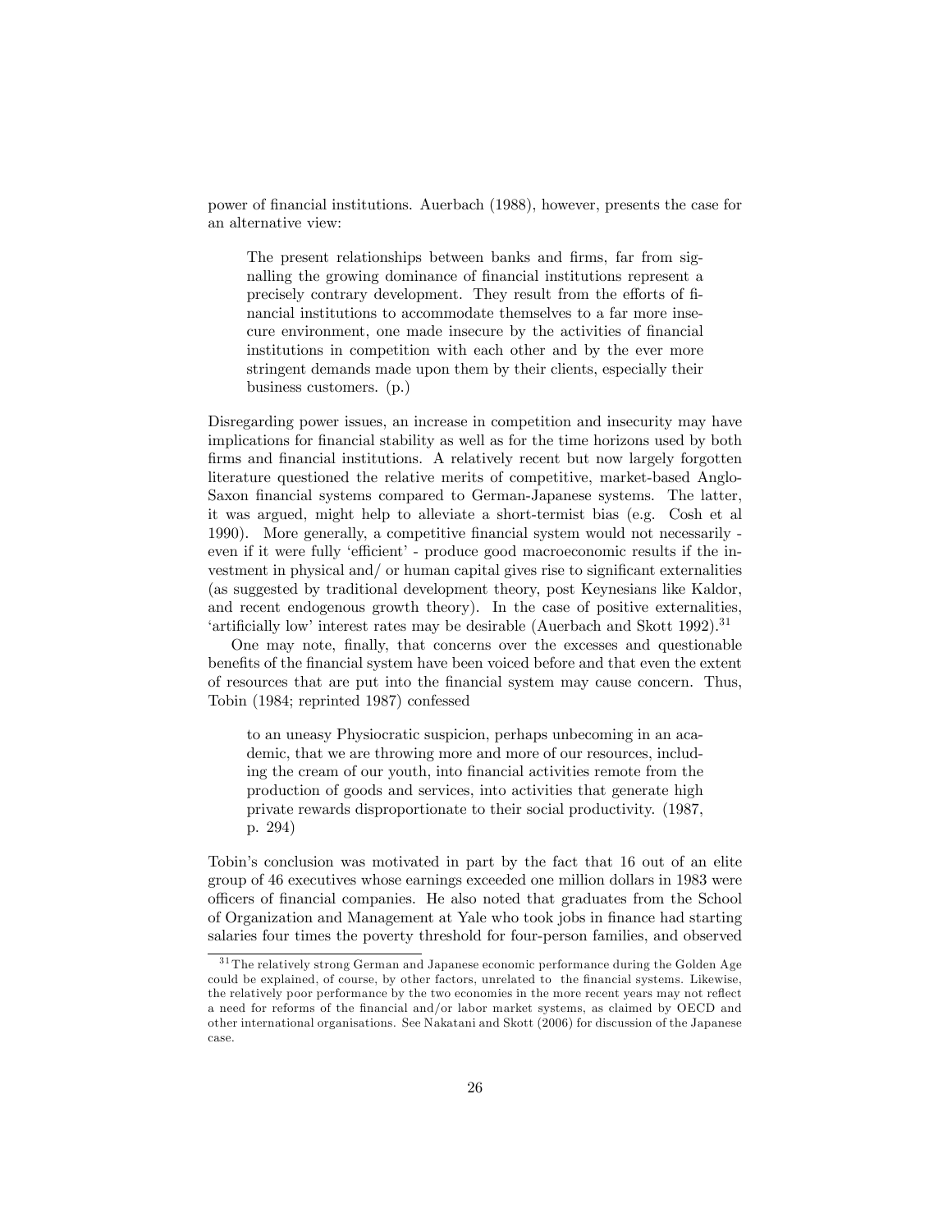power of financial institutions. Auerbach (1988), however, presents the case for an alternative view:

> The present relationships between banks and firms, far from signalling the growing dominance of financial institutions represent a precisely contrary development. They result from the efforts of financial institutions to accommodate themselves to a far more insecure environment, one made insecure by the activities of financial institutions in competition with each other and by the ever more stringent demands made upon them by their clients, especially their business customers. (p.)

Disregarding power issues, an increase in competition and insecurity may have implications for financial stability as well as for the time horizons used by both firms and financial institutions. A relatively recent but now largely forgotten literature questioned the relative merits of competitive, market-based Anglo-Saxon financial systems compared to German-Japanese systems. The latter, it was argued, might help to alleviate a short-termist bias (e.g. Cosh et al 1990). More generally, a competitive financial system would not necessarily - even if it were fully 'efficient' - produce good macroeconomic results if the investment in physical and/ or human capital gives rise to significant externalities (as suggested by traditional development theory, post Keynesians like Kaldor, and recent endogenous growth theory). In the case of positive externalities, 'artificially low' interest rates may be desirable (Auerbach and Skott 1992).[31]

One may note, finally, that concerns over the excesses and questionable benefits of the financial system have been voiced before and that even the extent of resources that are put into the financial system may cause concern. Thus, Tobin (1984; reprinted 1987) confessed

> to an uneasy Physiocratic suspicion, perhaps unbecoming in an academic, that we are throwing more and more of our resources, including the cream of our youth, into financial activities remote from the production of goods and services, into activities that generate high private rewards disproportionate to their social productivity. (1987, p. 294)

Tobin's conclusion was motivated in part by the fact that 16 out of an elite group of 46 executives whose earnings exceeded one million dollars in 1983 were officers of financial companies. He also noted that graduates from the School of Organization and Management at Yale who took jobs in finance had starting salaries four times the poverty threshold for four-person families, and observed

---

[31] The relatively strong German and Japanese economic performance during the Golden Age could be explained, of course, by other factors, unrelated to the financial systems. Likewise, the relatively poor performance by the two economies in the more recent years may not reflect a need for reforms of the financial and/or labor market systems, as claimed by OECD and other international organisations. See Nakatani and Skott (2006) for discussion of the Japanese case.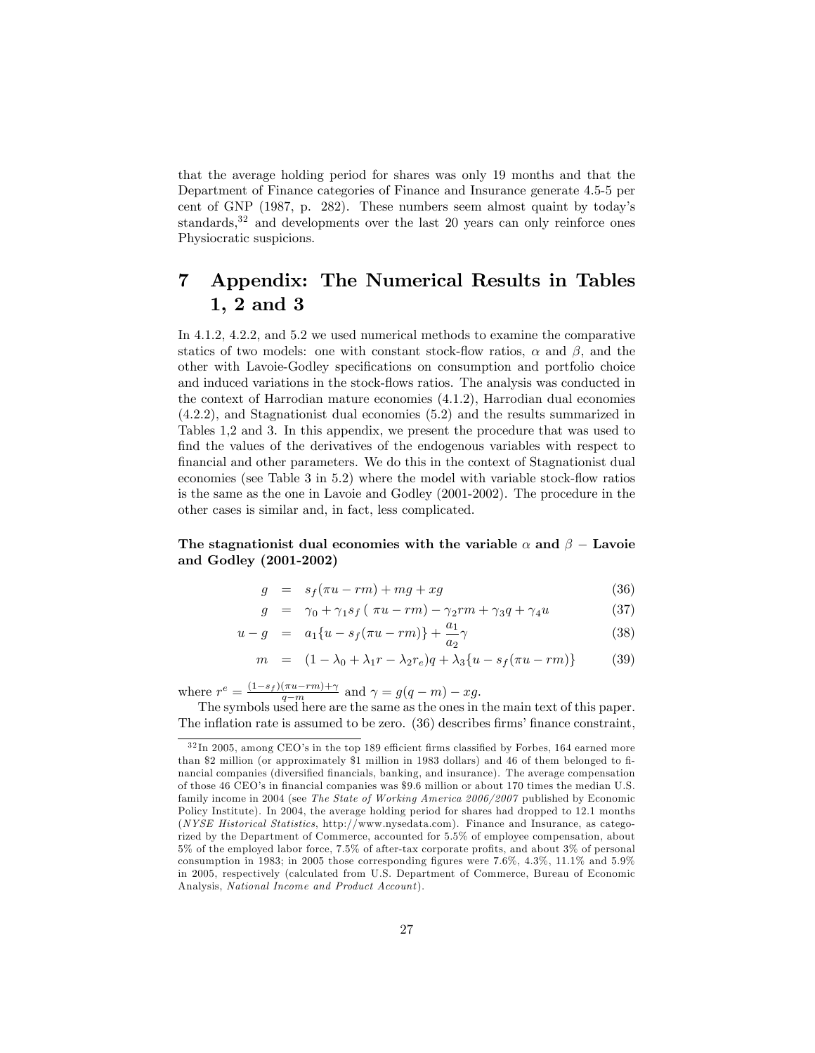that the average holding period for shares was only 19 months and that the Department of Finance categories of Finance and Insurance generate 4.5-5 per cent of GNP (1987, p. 282). These numbers seem almost quaint by today's standards,[32] and developments over the last 20 years can only reinforce ones Physiocratic suspicions.

# 7 Appendix: The Numerical Results in Tables 1, 2 and 3

In 4.1.2, 4.2.2, and 5.2 we used numerical methods to examine the comparative statics of two models: one with constant stock-flow ratios, $\alpha$ and $\beta$, and the other with Lavoie-Godley specifications on consumption and portfolio choice and induced variations in the stock-flows ratios. The analysis was conducted in the context of Harrodian mature economies (4.1.2), Harrodian dual economies (4.2.2), and Stagnationist dual economies (5.2) and the results summarized in Tables 1,2 and 3. In this appendix, we present the procedure that was used to find the values of the derivatives of the endogenous variables with respect to financial and other parameters. We do this in the context of Stagnationist dual economies (see Table 3 in 5.2) where the model with variable stock-flow ratios is the same as the one in Lavoie and Godley (2001-2002). The procedure in the other cases is similar and, in fact, less complicated.

**The stagnationist dual economies with the variable $\alpha$ and $\beta$ – Lavoie and Godley (2001-2002)**

$$g = s_f(\pi u - rm) + mg + xg \tag{36}$$

$$g = \gamma_0 + \gamma_1 s_f(\pi u - rm) - \gamma_2 rm + \gamma_3 q + \gamma_4 u \tag{37}$$

$$u - g = a_1\{u - s_f(\pi u - rm)\} + \frac{a_1}{a_2}\gamma \tag{38}$$

$$m = (1 - \lambda_0 + \lambda_1 r - \lambda_2 r_e)q + \lambda_3\{u - s_f(\pi u - rm)\} \tag{39}$$

where $r^e = \frac{(1-s_f)(\pi u - rm)+\gamma}{q-m}$ and $\gamma = g(q-m) - xg$.

The symbols used here are the same as the ones in the main text of this paper. The inflation rate is assumed to be zero. (36) describes firms' finance constraint,

---

[32] In 2005, among CEO's in the top 189 efficient firms classified by Forbes, 164 earned more than \$2 million (or approximately \$1 million in 1983 dollars) and 46 of them belonged to financial companies (diversified financials, banking, and insurance). The average compensation of those 46 CEO's in financial companies was \$9.6 million or about 170 times the median U.S. family income in 2004 (see *The State of Working America 2006/2007* published by Economic Policy Institute). In 2004, the average holding period for shares had dropped to 12.1 months (*NYSE Historical Statistics*, http://www.nysedata.com). Finance and Insurance, as categorized by the Department of Commerce, accounted for 5.5% of employee compensation, about 5% of the employed labor force, 7.5% of after-tax corporate profits, and about 3% of personal consumption in 1983; in 2005 those corresponding figures were 7.6%, 4.3%, 11.1% and 5.9% in 2005, respectively (calculated from U.S. Department of Commerce, Bureau of Economic Analysis, *National Income and Product Account*).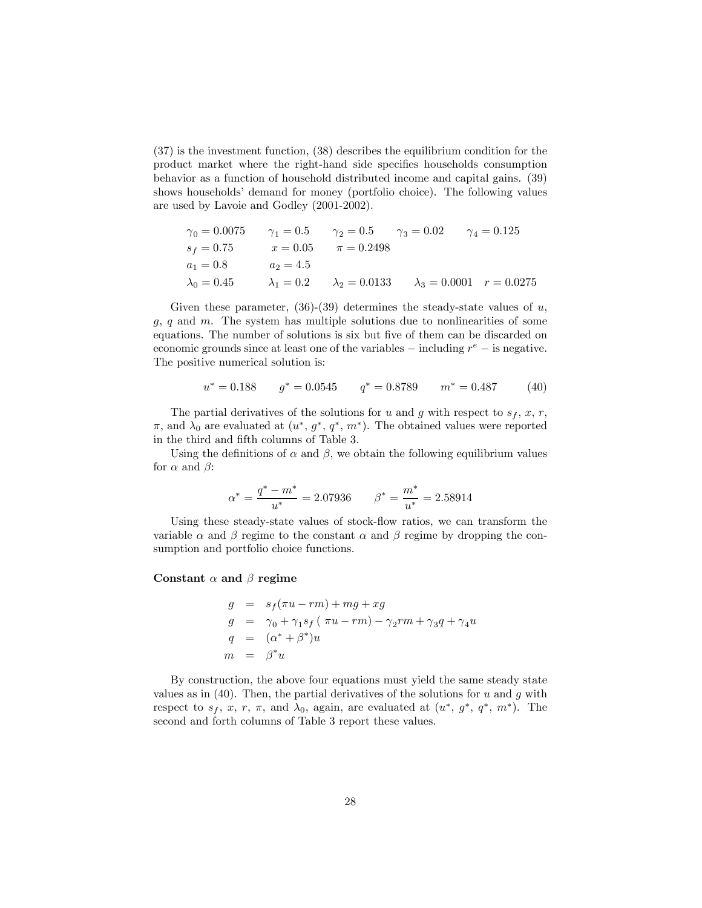(37) is the investment function, (38) describes the equilibrium condition for the product market where the right-hand side specifies households consumption behavior as a function of household distributed income and capital gains. (39) shows households' demand for money (portfolio choice). The following values are used by Lavoie and Godley (2001-2002).

$$\gamma_0 = 0.0075 \qquad \gamma_1 = 0.5 \qquad \gamma_2 = 0.5 \qquad \gamma_3 = 0.02 \qquad \gamma_4 = 0.125$$
$$s_f = 0.75 \qquad x = 0.05 \qquad \pi = 0.2498$$
$$a_1 = 0.8 \qquad a_2 = 4.5$$
$$\lambda_0 = 0.45 \qquad \lambda_1 = 0.2 \qquad \lambda_2 = 0.0133 \qquad \lambda_3 = 0.0001 \quad r = 0.0275$$

Given these parameter, (36)-(39) determines the steady-state values of $u$, $g$, $q$ and $m$. The system has multiple solutions due to nonlinearities of some equations. The number of solutions is six but five of them can be discarded on economic grounds since at least one of the variables − including $r^e$ − is negative. The positive numerical solution is:

$$u^* = 0.188 \qquad g^* = 0.0545 \qquad q^* = 0.8789 \qquad m^* = 0.487 \tag{40}$$

The partial derivatives of the solutions for $u$ and $g$ with respect to $s_f$, $x$, $r$, $\pi$, and $\lambda_0$ are evaluated at ($u^*$, $g^*$, $q^*$, $m^*$). The obtained values were reported in the third and fifth columns of Table 3.

Using the definitions of $\alpha$ and $\beta$, we obtain the following equilibrium values for $\alpha$ and $\beta$:

$$\alpha^* = \frac{q^* - m^*}{u^*} = 2.07936 \qquad \beta^* = \frac{m^*}{u^*} = 2.58914$$

Using these steady-state values of stock-flow ratios, we can transform the variable $\alpha$ and $\beta$ regime to the constant $\alpha$ and $\beta$ regime by dropping the consumption and portfolio choice functions.

**Constant $\alpha$ and $\beta$ regime**

$$\begin{aligned}
g &= s_f(\pi u - rm) + mg + xg \\
g &= \gamma_0 + \gamma_1 s_f\,(\,\pi u - rm) - \gamma_2 rm + \gamma_3 q + \gamma_4 u \\
q &= (\alpha^* + \beta^*)u \\
m &= \beta^* u
\end{aligned}$$

By construction, the above four equations must yield the same steady state values as in (40). Then, the partial derivatives of the solutions for $u$ and $g$ with respect to $s_f$, $x$, $r$, $\pi$, and $\lambda_0$, again, are evaluated at ($u^*$, $g^*$, $q^*$, $m^*$). The second and forth columns of Table 3 report these values.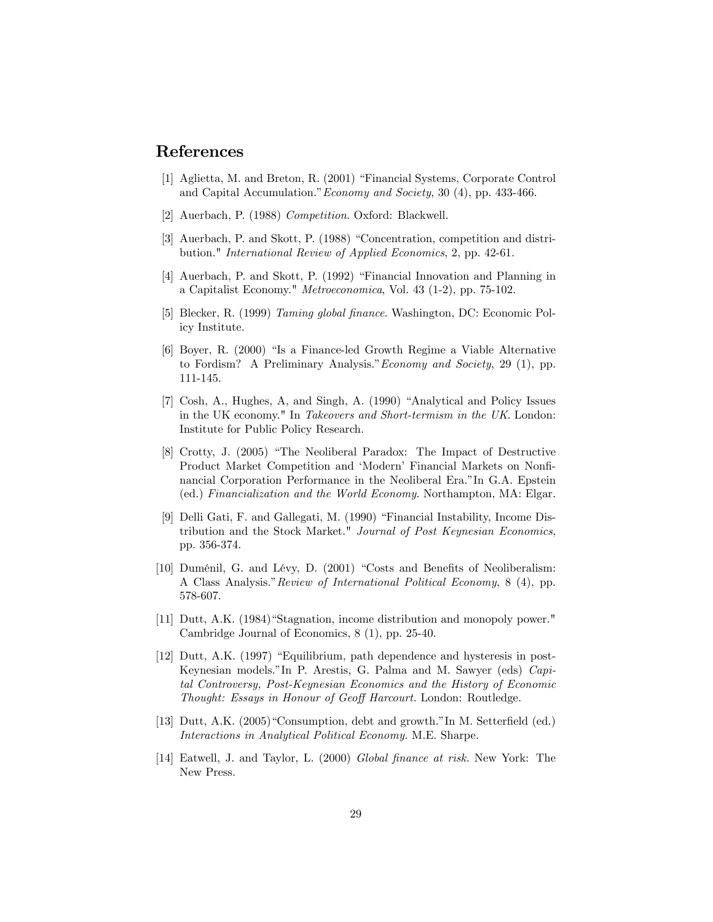## References

[1] Aglietta, M. and Breton, R. (2001) "Financial Systems, Corporate Control and Capital Accumulation." *Economy and Society*, 30 (4), pp. 433-466.

[2] Auerbach, P. (1988) *Competition*. Oxford: Blackwell.

[3] Auerbach, P. and Skott, P. (1988) "Concentration, competition and distribution." *International Review of Applied Economics*, 2, pp. 42-61.

[4] Auerbach, P. and Skott, P. (1992) "Financial Innovation and Planning in a Capitalist Economy." *Metroeconomica*, Vol. 43 (1-2), pp. 75-102.

[5] Blecker, R. (1999) *Taming global finance*. Washington, DC: Economic Policy Institute.

[6] Boyer, R. (2000) "Is a Finance-led Growth Regime a Viable Alternative to Fordism? A Preliminary Analysis." *Economy and Society*, 29 (1), pp. 111-145.

[7] Cosh, A., Hughes, A, and Singh, A. (1990) "Analytical and Policy Issues in the UK economy." In *Takeovers and Short-termism in the UK*. London: Institute for Public Policy Research.

[8] Crotty, J. (2005) "The Neoliberal Paradox: The Impact of Destructive Product Market Competition and 'Modern' Financial Markets on Nonfinancial Corporation Performance in the Neoliberal Era." In G.A. Epstein (ed.) *Financialization and the World Economy*. Northampton, MA: Elgar.

[9] Delli Gati, F. and Gallegati, M. (1990) "Financial Instability, Income Distribution and the Stock Market." *Journal of Post Keynesian Economics*, pp. 356-374.

[10] Duménil, G. and Lévy, D. (2001) "Costs and Benefits of Neoliberalism: A Class Analysis." *Review of International Political Economy*, 8 (4), pp. 578-607.

[11] Dutt, A.K. (1984) "Stagnation, income distribution and monopoly power." Cambridge Journal of Economics, 8 (1), pp. 25-40.

[12] Dutt, A.K. (1997) "Equilibrium, path dependence and hysteresis in post-Keynesian models." In P. Arestis, G. Palma and M. Sawyer (eds) *Capital Controversy, Post-Keynesian Economics and the History of Economic Thought: Essays in Honour of Geoff Harcourt*. London: Routledge.

[13] Dutt, A.K. (2005) "Consumption, debt and growth." In M. Setterfield (ed.) *Interactions in Analytical Political Economy.* M.E. Sharpe.

[14] Eatwell, J. and Taylor, L. (2000) *Global finance at risk*. New York: The New Press.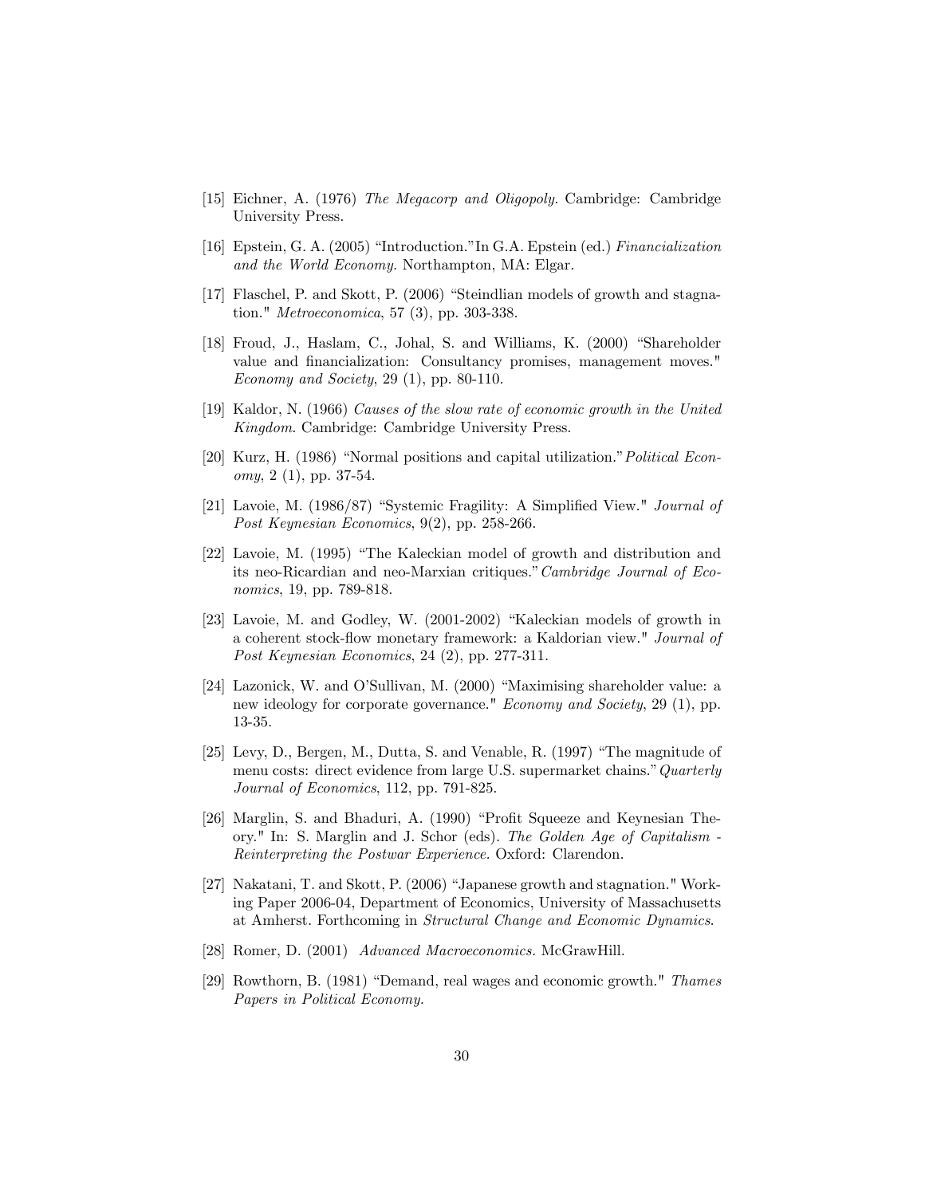[15] Eichner, A. (1976) *The Megacorp and Oligopoly*. Cambridge: Cambridge University Press.

[16] Epstein, G. A. (2005) "Introduction."In G.A. Epstein (ed.) *Financialization and the World Economy.* Northampton, MA: Elgar.

[17] Flaschel, P. and Skott, P. (2006) "Steindlian models of growth and stagnation." *Metroeconomica*, 57 (3), pp. 303-338.

[18] Froud, J., Haslam, C., Johal, S. and Williams, K. (2000) "Shareholder value and financialization: Consultancy promises, management moves." *Economy and Society*, 29 (1), pp. 80-110.

[19] Kaldor, N. (1966) *Causes of the slow rate of economic growth in the United Kingdom*. Cambridge: Cambridge University Press.

[20] Kurz, H. (1986) "Normal positions and capital utilization."*Political Economy*, 2 (1), pp. 37-54.

[21] Lavoie, M. (1986/87) "Systemic Fragility: A Simplified View." *Journal of Post Keynesian Economics*, 9(2), pp. 258-266.

[22] Lavoie, M. (1995) "The Kaleckian model of growth and distribution and its neo-Ricardian and neo-Marxian critiques."*Cambridge Journal of Economics*, 19, pp. 789-818.

[23] Lavoie, M. and Godley, W. (2001-2002) "Kaleckian models of growth in a coherent stock-flow monetary framework: a Kaldorian view." *Journal of Post Keynesian Economics*, 24 (2), pp. 277-311.

[24] Lazonick, W. and O'Sullivan, M. (2000) "Maximising shareholder value: a new ideology for corporate governance." *Economy and Society*, 29 (1), pp. 13-35.

[25] Levy, D., Bergen, M., Dutta, S. and Venable, R. (1997) "The magnitude of menu costs: direct evidence from large U.S. supermarket chains."*Quarterly Journal of Economics*, 112, pp. 791-825.

[26] Marglin, S. and Bhaduri, A. (1990) "Profit Squeeze and Keynesian Theory." In: S. Marglin and J. Schor (eds). *The Golden Age of Capitalism - Reinterpreting the Postwar Experience.* Oxford: Clarendon.

[27] Nakatani, T. and Skott, P. (2006) "Japanese growth and stagnation." Working Paper 2006-04, Department of Economics, University of Massachusetts at Amherst. Forthcoming in *Structural Change and Economic Dynamics*.

[28] Romer, D. (2001) *Advanced Macroeconomics.* McGrawHill.

[29] Rowthorn, B. (1981) "Demand, real wages and economic growth." *Thames Papers in Political Economy.*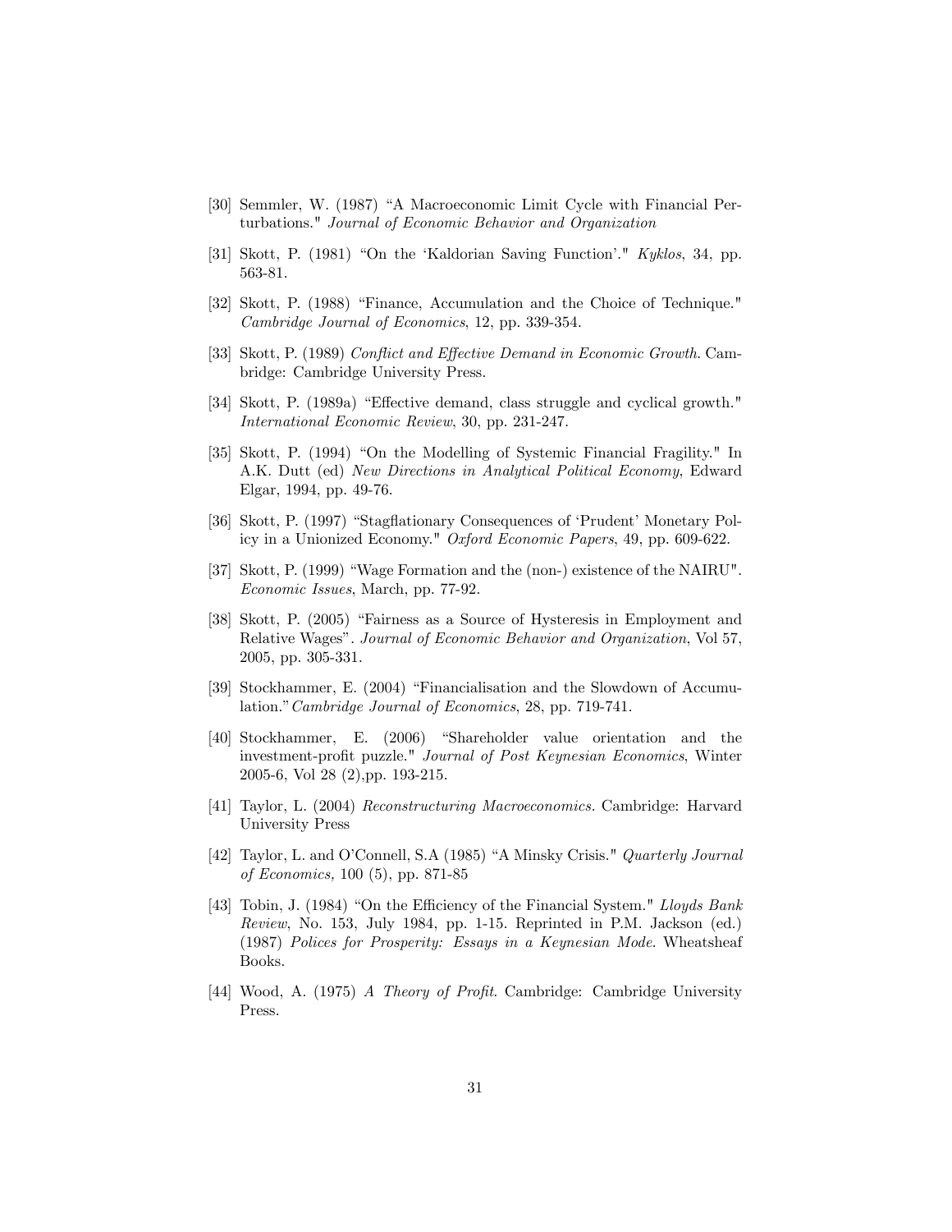[30] Semmler, W. (1987) "A Macroeconomic Limit Cycle with Financial Perturbations." *Journal of Economic Behavior and Organization*

[31] Skott, P. (1981) "On the 'Kaldorian Saving Function'." *Kyklos*, 34, pp. 563-81.

[32] Skott, P. (1988) "Finance, Accumulation and the Choice of Technique." *Cambridge Journal of Economics*, 12, pp. 339-354.

[33] Skott, P. (1989) *Conflict and Effective Demand in Economic Growth*. Cambridge: Cambridge University Press.

[34] Skott, P. (1989a) "Effective demand, class struggle and cyclical growth." *International Economic Review*, 30, pp. 231-247.

[35] Skott, P. (1994) "On the Modelling of Systemic Financial Fragility." In A.K. Dutt (ed) *New Directions in Analytical Political Economy*, Edward Elgar, 1994, pp. 49-76.

[36] Skott, P. (1997) "Stagflationary Consequences of 'Prudent' Monetary Policy in a Unionized Economy." *Oxford Economic Papers*, 49, pp. 609-622.

[37] Skott, P. (1999) "Wage Formation and the (non-) existence of the NAIRU". *Economic Issues*, March, pp. 77-92.

[38] Skott, P. (2005) "Fairness as a Source of Hysteresis in Employment and Relative Wages". *Journal of Economic Behavior and Organization*, Vol 57, 2005, pp. 305-331.

[39] Stockhammer, E. (2004) "Financialisation and the Slowdown of Accumulation."*Cambridge Journal of Economics*, 28, pp. 719-741.

[40] Stockhammer, E. (2006) "Shareholder value orientation and the investment-profit puzzle." *Journal of Post Keynesian Economics*, Winter 2005-6, Vol 28 (2),pp. 193-215.

[41] Taylor, L. (2004) *Reconstructuring Macroeconomics.* Cambridge: Harvard University Press

[42] Taylor, L. and O'Connell, S.A (1985) "A Minsky Crisis." *Quarterly Journal of Economics,* 100 (5), pp. 871-85

[43] Tobin, J. (1984) "On the Efficiency of the Financial System." *Lloyds Bank Review*, No. 153, July 1984, pp. 1-15. Reprinted in P.M. Jackson (ed.) (1987) *Polices for Prosperity: Essays in a Keynesian Mode*. Wheatsheaf Books.

[44] Wood, A. (1975) *A Theory of Profit*. Cambridge: Cambridge University Press.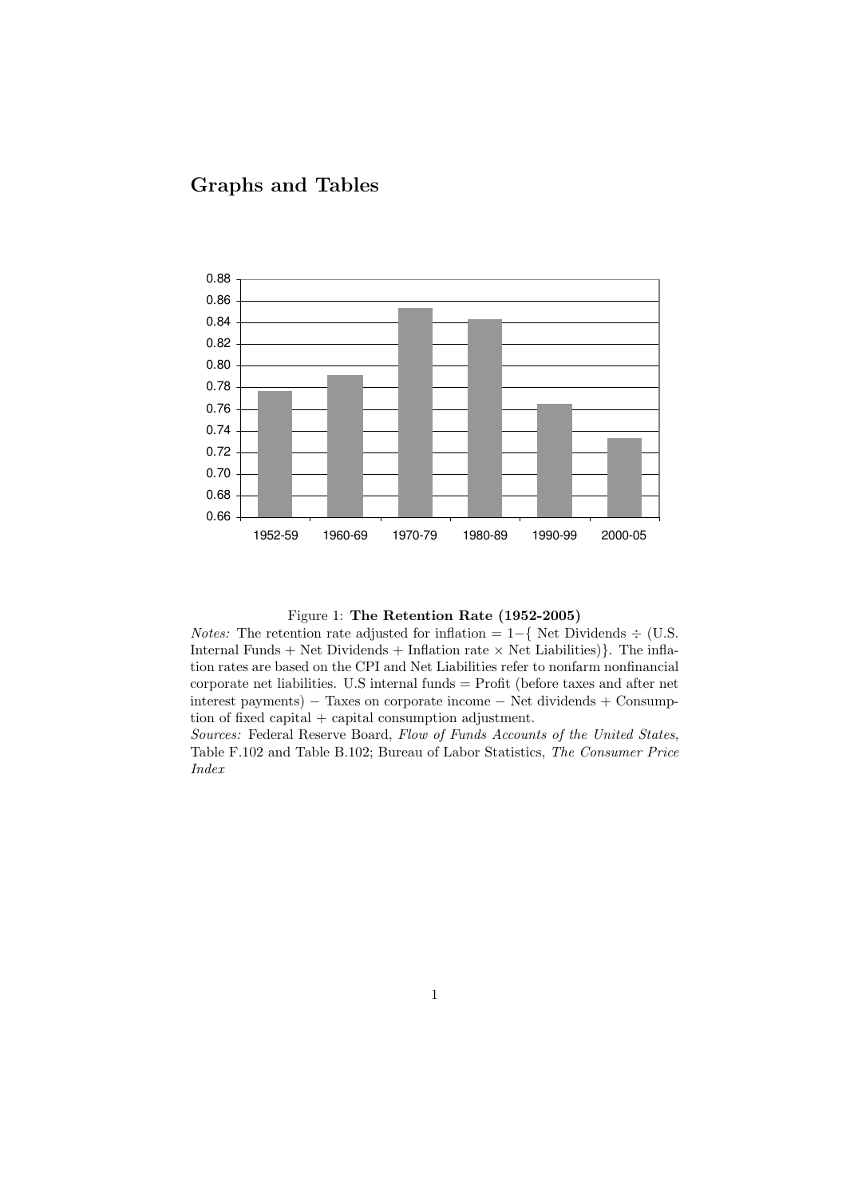## Graphs and Tables

Figure 1: **The Retention Rate (1952-2005)**

*Notes:* The retention rate adjusted for inflation = 1−{ Net Dividends ÷ (U.S. Internal Funds + Net Dividends + Inflation rate × Net Liabilities)}. The inflation rates are based on the CPI and Net Liabilities refer to nonfarm nonfinancial corporate net liabilities. U.S internal funds = Profit (before taxes and after net interest payments) − Taxes on corporate income − Net dividends + Consumption of fixed capital + capital consumption adjustment.

*Sources:* Federal Reserve Board, *Flow of Funds Accounts of the United States*, Table F.102 and Table B.102; Bureau of Labor Statistics, *The Consumer Price Index*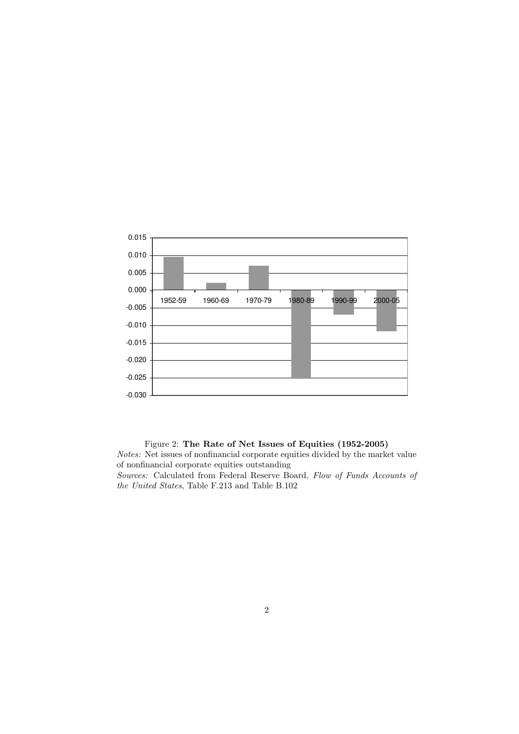Figure 2: **The Rate of Net Issues of Equities (1952-2005)**

*Notes:* Net issues of nonfinancial corporate equities divided by the market value of nonfinancial corporate equities outstanding

*Sources:* Calculated from Federal Reserve Board, *Flow of Funds Accounts of the United States*, Table F.213 and Table B.102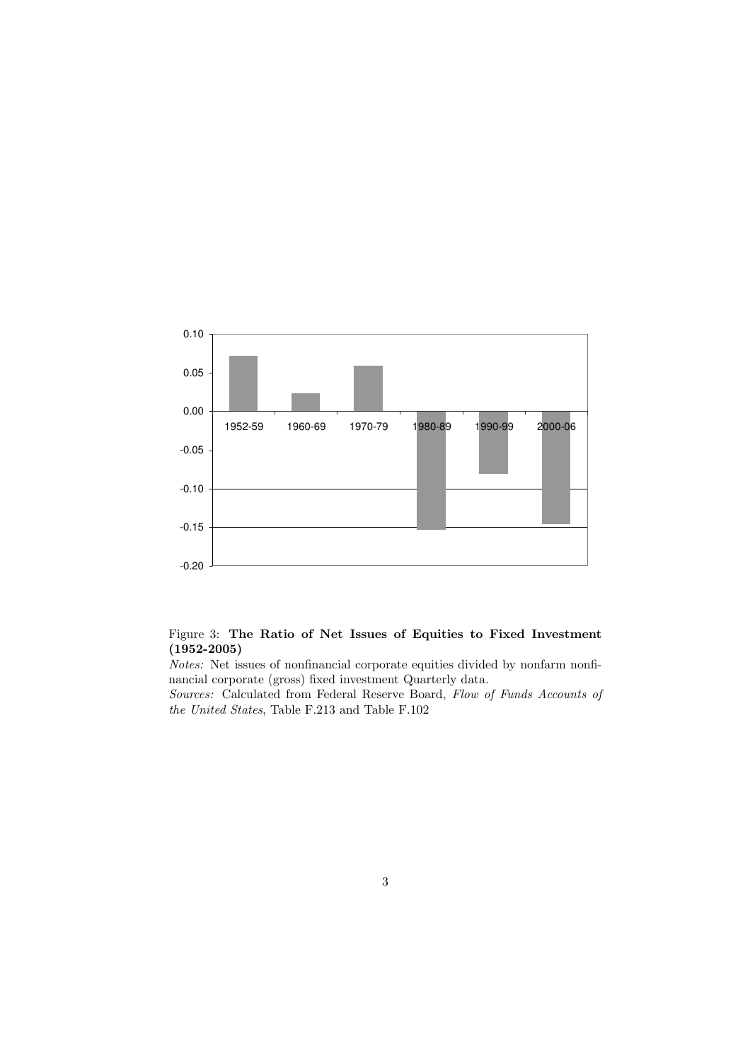Figure 3: **The Ratio of Net Issues of Equities to Fixed Investment (1952-2005)**

*Notes:* Net issues of nonfinancial corporate equities divided by nonfarm nonfinancial corporate (gross) fixed investment Quarterly data.

*Sources:* Calculated from Federal Reserve Board, *Flow of Funds Accounts of the United States*, Table F.213 and Table F.102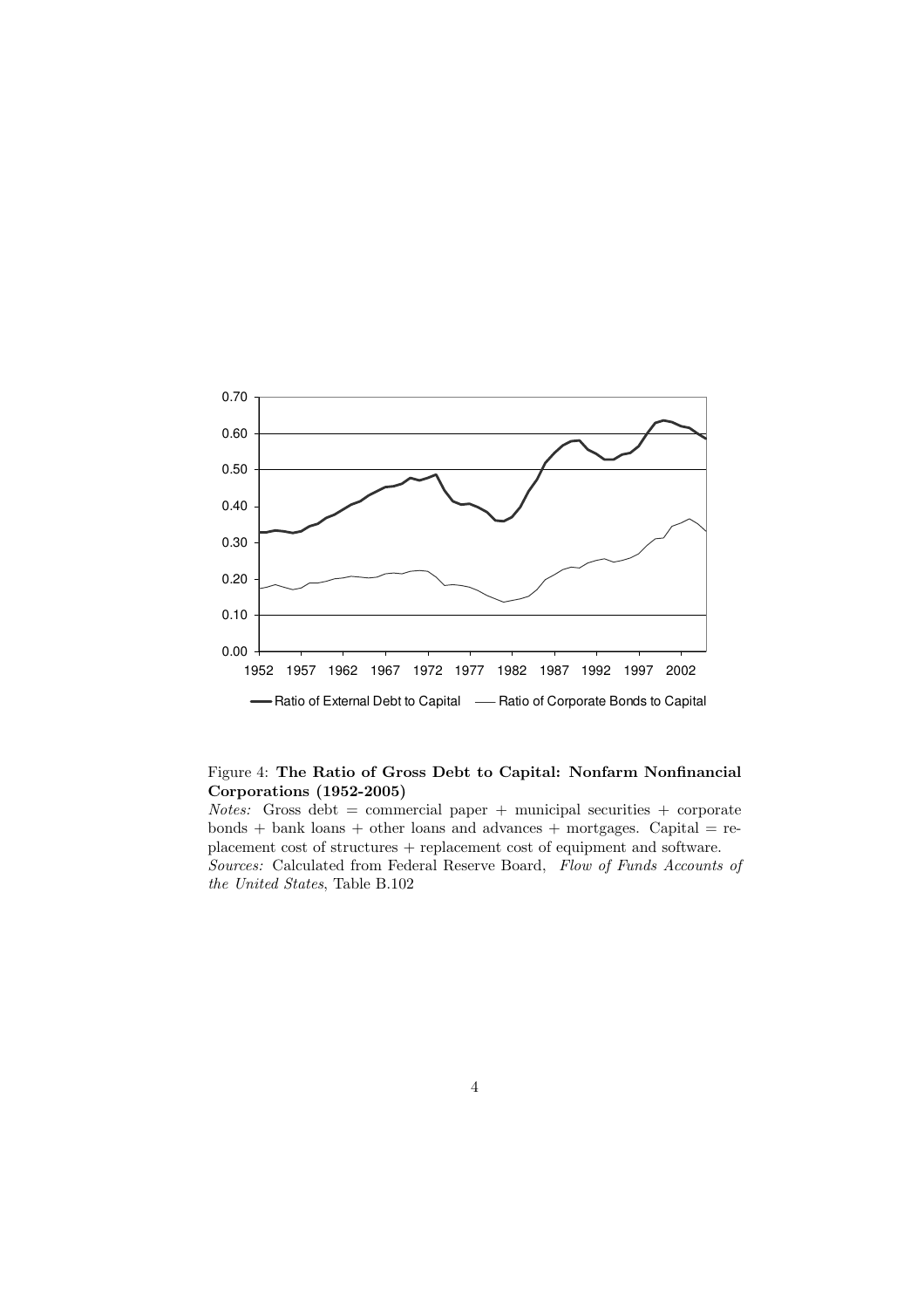Figure 4: **The Ratio of Gross Debt to Capital: Nonfarm Nonfinancial Corporations (1952-2005)**

*Notes:* Gross debt = commercial paper + municipal securities + corporate bonds + bank loans + other loans and advances + mortgages. Capital = replacement cost of structures + replacement cost of equipment and software.

*Sources:* Calculated from Federal Reserve Board, *Flow of Funds Accounts of the United States*, Table B.102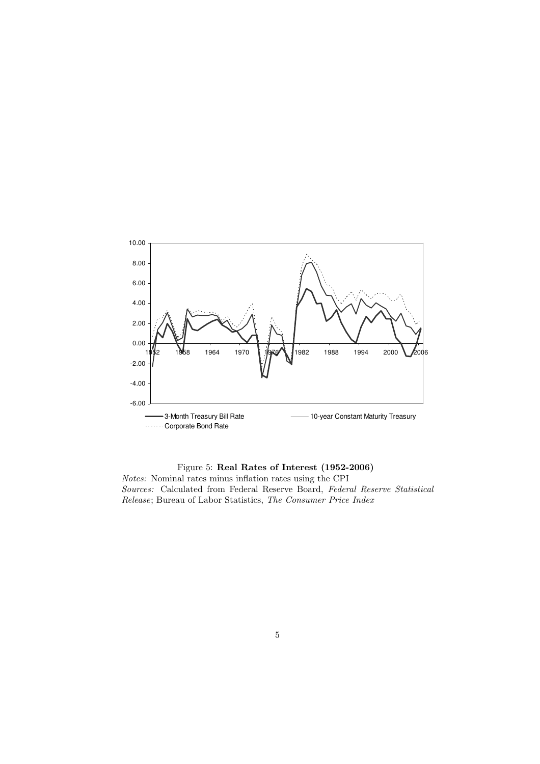Figure 5: **Real Rates of Interest (1952-2006)**

*Notes:* Nominal rates minus inflation rates using the CPI

*Sources:* Calculated from Federal Reserve Board, *Federal Reserve Statistical Release*; Bureau of Labor Statistics, *The Consumer Price Index*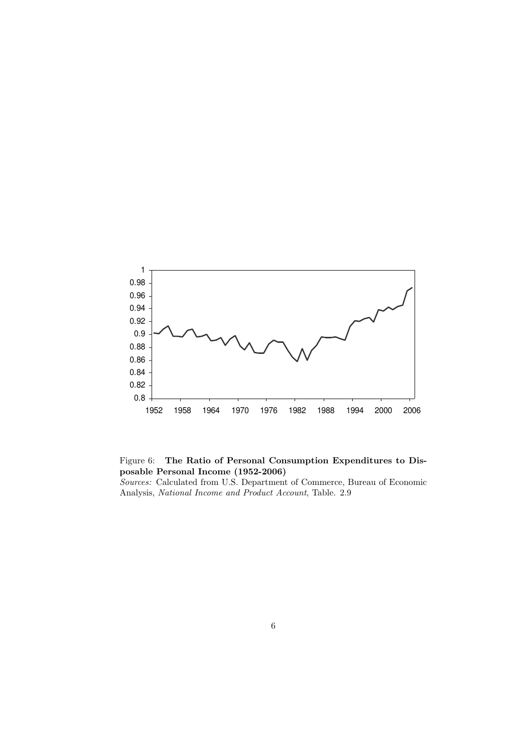Figure 6: **The Ratio of Personal Consumption Expenditures to Disposable Personal Income (1952-2006)**

*Sources:* Calculated from U.S. Department of Commerce, Bureau of Economic Analysis, *National Income and Product Account*, Table. 2.9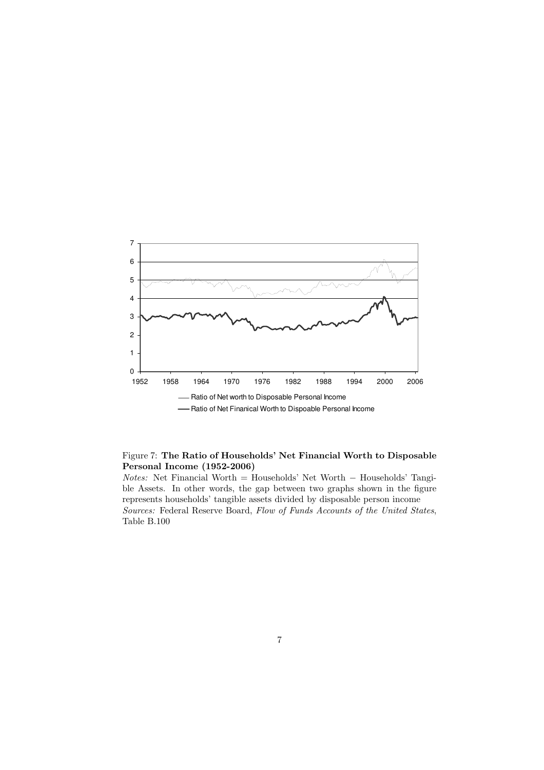Figure 7: **The Ratio of Households' Net Financial Worth to Disposable Personal Income (1952-2006)**

*Notes:* Net Financial Worth = Households' Net Worth − Households' Tangible Assets. In other words, the gap between two graphs shown in the figure represents households' tangible assets divided by disposable person income

*Sources:* Federal Reserve Board, *Flow of Funds Accounts of the United States*, Table B.100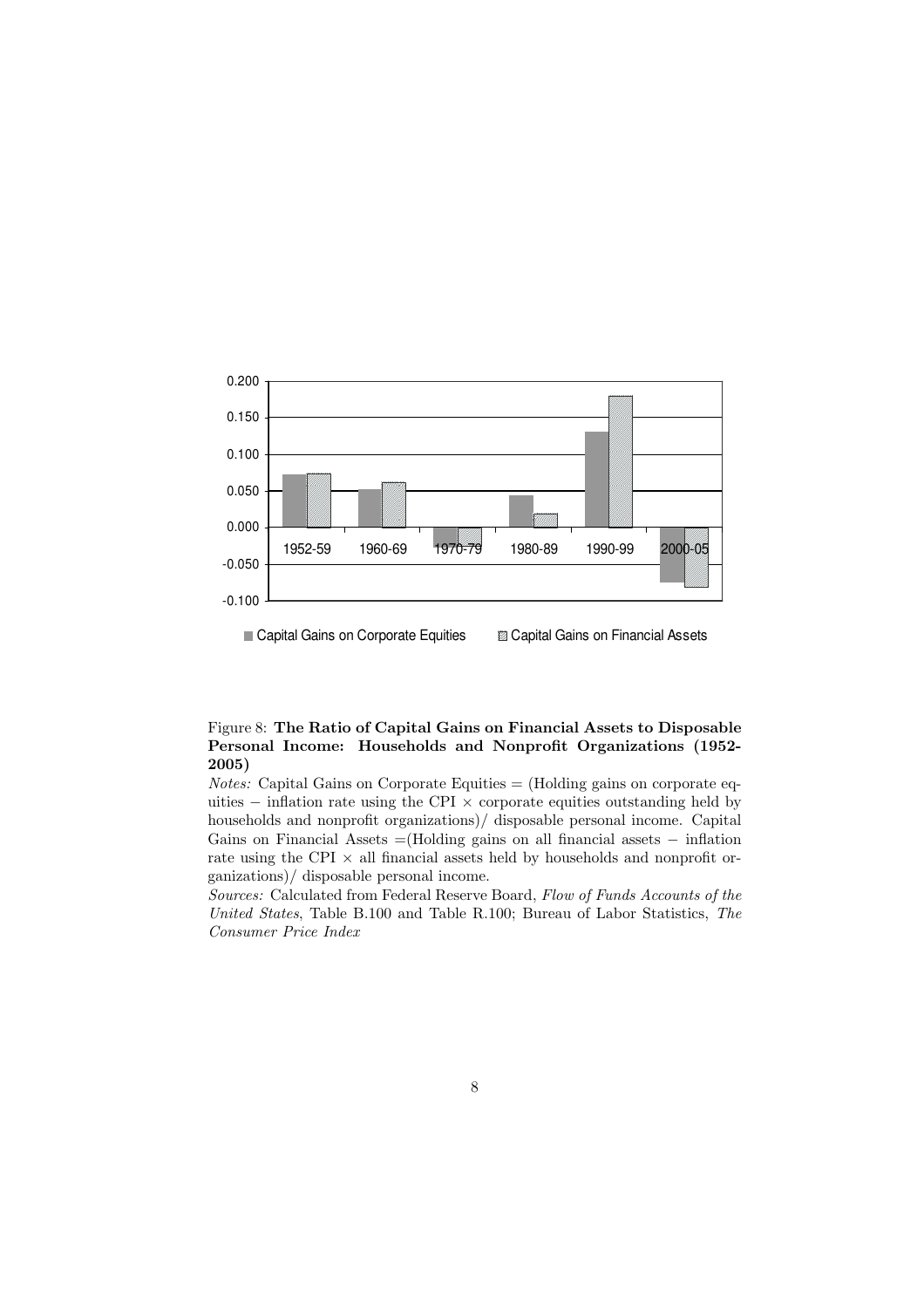Figure 8: **The Ratio of Capital Gains on Financial Assets to Disposable Personal Income: Households and Nonprofit Organizations (1952-2005)**

*Notes:* Capital Gains on Corporate Equities = (Holding gains on corporate equities − inflation rate using the CPI × corporate equities outstanding held by households and nonprofit organizations)/ disposable personal income. Capital Gains on Financial Assets =(Holding gains on all financial assets − inflation rate using the CPI × all financial assets held by households and nonprofit organizations)/ disposable personal income.

*Sources:* Calculated from Federal Reserve Board, *Flow of Funds Accounts of the United States*, Table B.100 and Table R.100; Bureau of Labor Statistics, *The Consumer Price Index*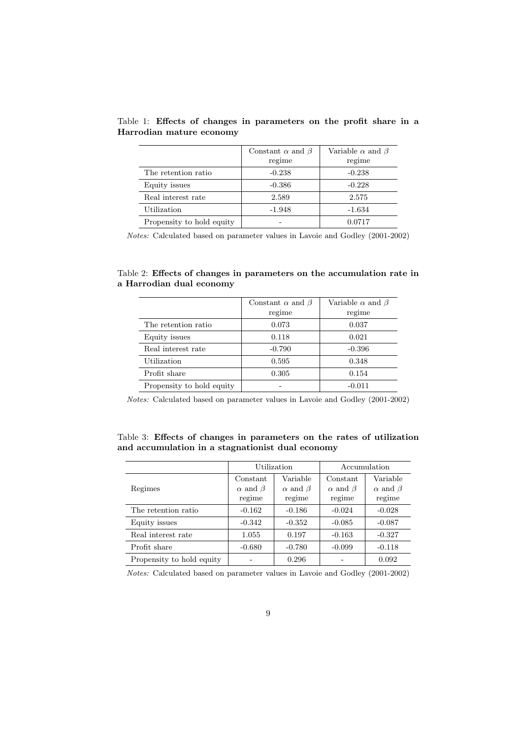Table 1: **Effects of changes in parameters on the profit share in a Harrodian mature economy**

| | Constant $\alpha$ and $\beta$ regime | Variable $\alpha$ and $\beta$ regime |
|---|---|---|
| The retention ratio | -0.238 | -0.238 |
| Equity issues | -0.386 | -0.228 |
| Real interest rate | 2.589 | 2.575 |
| Utilization | -1.948 | -1.634 |
| Propensity to hold equity | - | 0.0717 |

*Notes:* Calculated based on parameter values in Lavoie and Godley (2001-2002)

Table 2: **Effects of changes in parameters on the accumulation rate in a Harrodian dual economy**

| | Constant $\alpha$ and $\beta$ regime | Variable $\alpha$ and $\beta$ regime |
|---|---|---|
| The retention ratio | 0.073 | 0.037 |
| Equity issues | 0.118 | 0.021 |
| Real interest rate | -0.790 | -0.396 |
| Utilization | 0.595 | 0.348 |
| Profit share | 0.305 | 0.154 |
| Propensity to hold equity | - | -0.011 |

*Notes:* Calculated based on parameter values in Lavoie and Godley (2001-2002)

Table 3: **Effects of changes in parameters on the rates of utilization and accumulation in a stagnationist dual economy**

| | Utilization | | Accumulation | |
|---|---|---|---|---|
| Regimes | Constant $\alpha$ and $\beta$ regime | Variable $\alpha$ and $\beta$ regime | Constant $\alpha$ and $\beta$ regime | Variable $\alpha$ and $\beta$ regime |
| The retention ratio | -0.162 | -0.186 | -0.024 | -0.028 |
| Equity issues | -0.342 | -0.352 | -0.085 | -0.087 |
| Real interest rate | 1.055 | 0.197 | -0.163 | -0.327 |
| Profit share | -0.680 | -0.780 | -0.099 | -0.118 |
| Propensity to hold equity | - | 0.296 | - | 0.092 |

*Notes:* Calculated based on parameter values in Lavoie and Godley (2001-2002)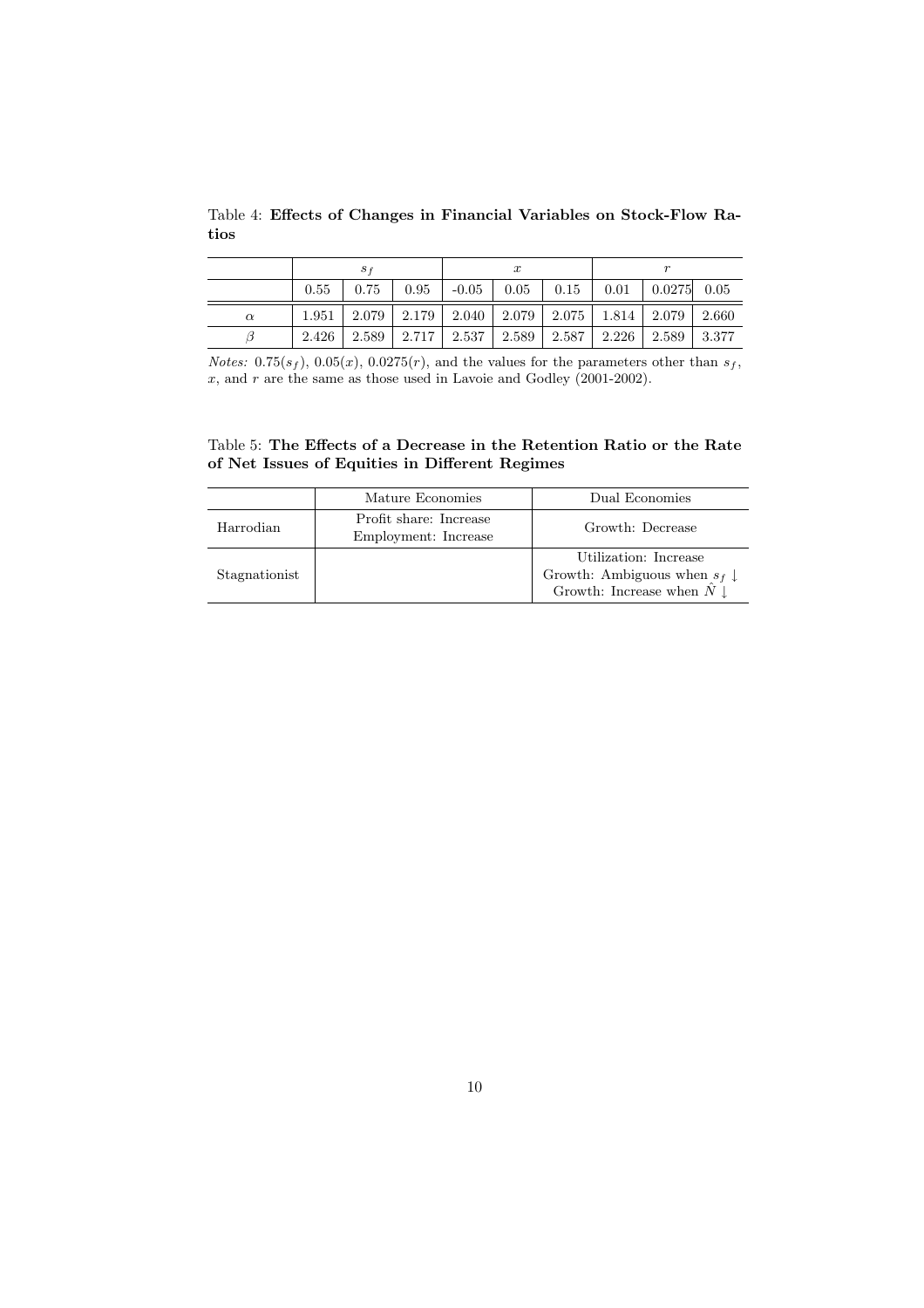Table 4: **Effects of Changes in Financial Variables on Stock-Flow Ratios**

| | $s_f$ | | | $x$ | | | $r$ | | |
|---|---|---|---|---|---|---|---|---|---|
| | 0.55 | 0.75 | 0.95 | -0.05 | 0.05 | 0.15 | 0.01 | 0.0275 | 0.05 |
| $\alpha$ | 1.951 | 2.079 | 2.179 | 2.040 | 2.079 | 2.075 | 1.814 | 2.079 | 2.660 |
| $\beta$ | 2.426 | 2.589 | 2.717 | 2.537 | 2.589 | 2.587 | 2.226 | 2.589 | 3.377 |

*Notes:* 0.75($s_f$), 0.05($x$), 0.0275($r$), and the values for the parameters other than $s_f$, $x$, and $r$ are the same as those used in Lavoie and Godley (2001-2002).

Table 5: **The Effects of a Decrease in the Retention Ratio or the Rate of Net Issues of Equities in Different Regimes**

| | Mature Economies | Dual Economies |
|---|---|---|
| Harrodian | Profit share: Increase<br>Employment: Increase | Growth: Decrease |
| Stagnationist | | Utilization: Increase<br>Growth: Ambiguous when $s_f \downarrow$<br>Growth: Increase when $\hat{N} \downarrow$ |